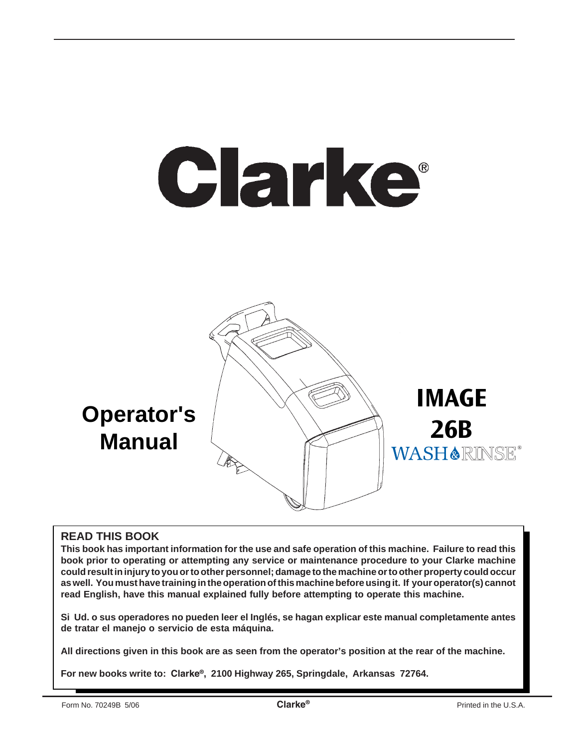# Clarke®

# Operator's Manual

# IMAGE 26B

WASH&RINSE®

## READ THIS BOOK

**This book has important information for the use and safe operation of this machine. Failure to read this book prior to operating or attempting any service or maintenance procedure to your Clarke machine could result in injury to you or to other personnel; damage to the machine or to other property could occur as well. You must have training in the operation of this machine before using it. If your operator(s) cannot read English, have this manual explained fully before attempting to operate this machine.**

**Si Ud. o sus operadores no pueden leer el Inglés, se hagan explicar este manual completamente antes de tratar el manejo o servicio de esta máquina.**

**All directions given in this book are as seen from the operator's position at the rear of the machine.**

**For new books write to: Clarke®, 2100 Highway 265, Springdale, Arkansas 72764.**

Form No. 70249B 5/06 Clarke® Printed in the U.S.A.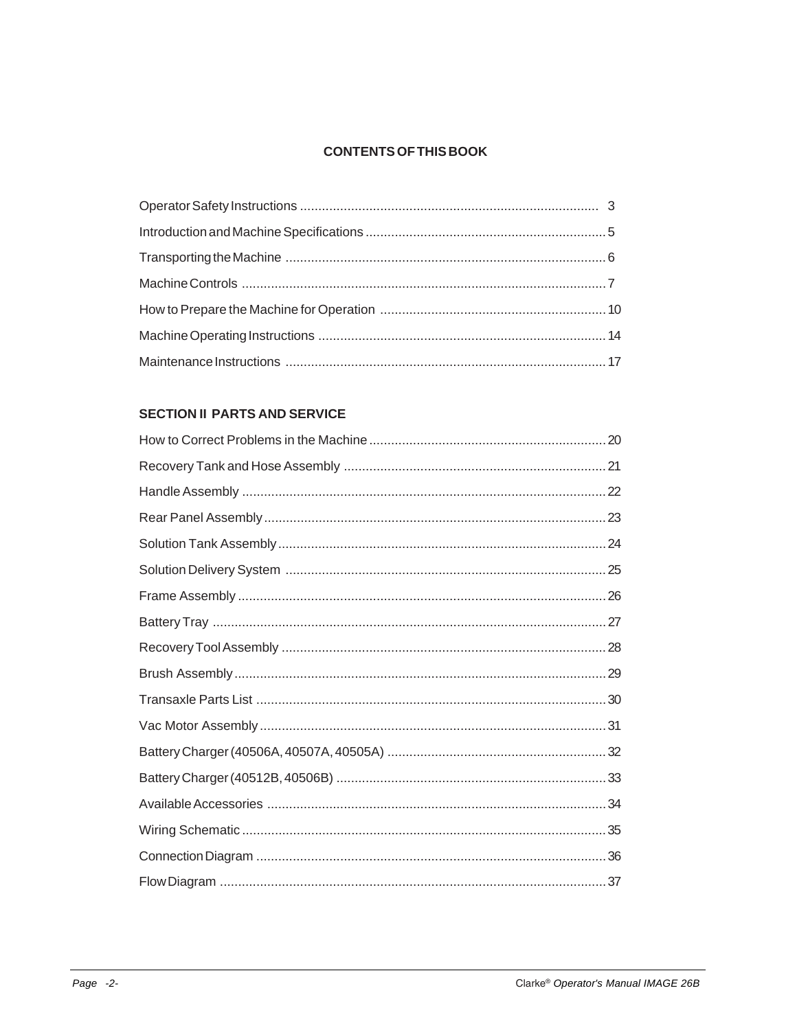## CONTENTS OF THIS BOOK

Operator Safety Instructions ........................................................................ 3

Introduction and Machine Specifications ........................................................ 5

Transporting the Machine ............................................................................ 6

Machine Controls ....................................................................................... 7

How to Prepare the Machine for Operation .................................................... 10

Machine Operating Instructions ................................................................... 14

Maintenance Instructions ............................................................................ 17

### SECTION II PARTS AND SERVICE

How to Correct Problems in the Machine ....................................................... 20

Recovery Tank and Hose Assembly .............................................................. 21

Handle Assembly ....................................................................................... 22

Rear Panel Assembly .................................................................................. 23

Solution Tank Assembly .............................................................................. 24

Solution Delivery System ............................................................................ 25

Frame Assembly ........................................................................................ 26

Battery Tray .............................................................................................. 27

Recovery Tool Assembly ............................................................................. 28

Brush Assembly ......................................................................................... 29

Transaxle Parts List .................................................................................... 30

Vac Motor Assembly ................................................................................... 31

Battery Charger (40506A, 40507A, 40505A) ................................................. 32

Battery Charger (40512B, 40506B) ............................................................... 33

Available Accessories ................................................................................. 34

Wiring Schematic ....................................................................................... 35

Connection Diagram ................................................................................... 36

Flow Diagram ............................................................................................ 37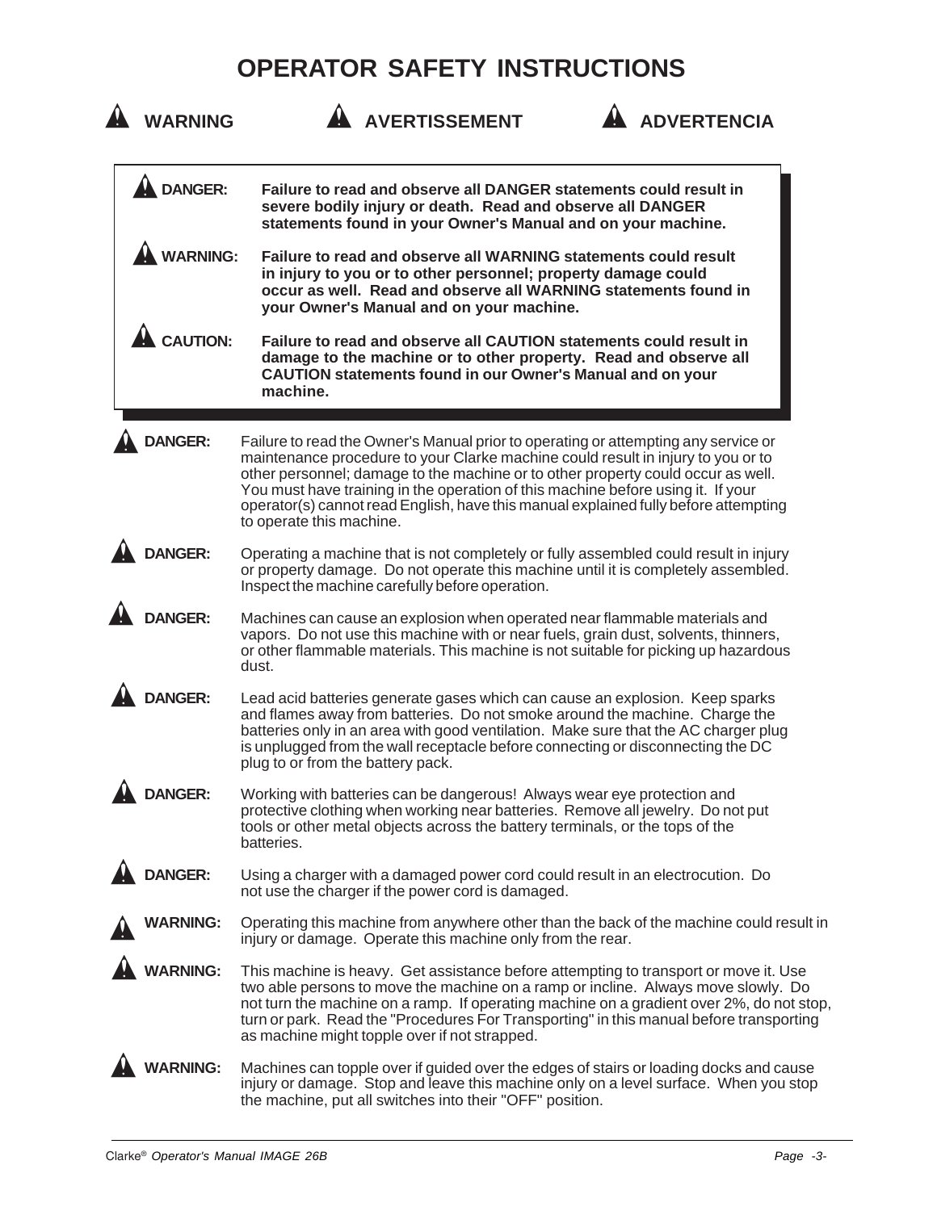# OPERATOR SAFETY INSTRUCTIONS

**WARNING** **AVERTISSEMENT** **ADVERTENCIA**

**DANGER:** **Failure to read and observe all DANGER statements could result in severe bodily injury or death. Read and observe all DANGER statements found in your Owner's Manual and on your machine.**

**WARNING:** **Failure to read and observe all WARNING statements could result in injury to you or to other personnel; property damage could occur as well. Read and observe all WARNING statements found in your Owner's Manual and on your machine.**

**CAUTION:** **Failure to read and observe all CAUTION statements could result in damage to the machine or to other property. Read and observe all CAUTION statements found in our Owner's Manual and on your machine.**

**DANGER:** Failure to read the Owner's Manual prior to operating or attempting any service or maintenance procedure to your Clarke machine could result in injury to you or to other personnel; damage to the machine or to other property could occur as well. You must have training in the operation of this machine before using it. If your operator(s) cannot read English, have this manual explained fully before attempting to operate this machine.

**DANGER:** Operating a machine that is not completely or fully assembled could result in injury or property damage. Do not operate this machine until it is completely assembled. Inspect the machine carefully before operation.

**DANGER:** Machines can cause an explosion when operated near flammable materials and vapors. Do not use this machine with or near fuels, grain dust, solvents, thinners, or other flammable materials. This machine is not suitable for picking up hazardous dust.

**DANGER:** Lead acid batteries generate gases which can cause an explosion. Keep sparks and flames away from batteries. Do not smoke around the machine. Charge the batteries only in an area with good ventilation. Make sure that the AC charger plug is unplugged from the wall receptacle before connecting or disconnecting the DC plug to or from the battery pack.

**DANGER:** Working with batteries can be dangerous! Always wear eye protection and protective clothing when working near batteries. Remove all jewelry. Do not put tools or other metal objects across the battery terminals, or the tops of the batteries.

**DANGER:** Using a charger with a damaged power cord could result in an electrocution. Do not use the charger if the power cord is damaged.

**WARNING:** Operating this machine from anywhere other than the back of the machine could result in injury or damage. Operate this machine only from the rear.

**WARNING:** This machine is heavy. Get assistance before attempting to transport or move it. Use two able persons to move the machine on a ramp or incline. Always move slowly. Do not turn the machine on a ramp. If operating machine on a gradient over 2%, do not stop, turn or park. Read the "Procedures For Transporting" in this manual before transporting as machine might topple over if not strapped.

**WARNING:** Machines can topple over if guided over the edges of stairs or loading docks and cause injury or damage. Stop and leave this machine only on a level surface. When you stop the machine, put all switches into their "OFF" position.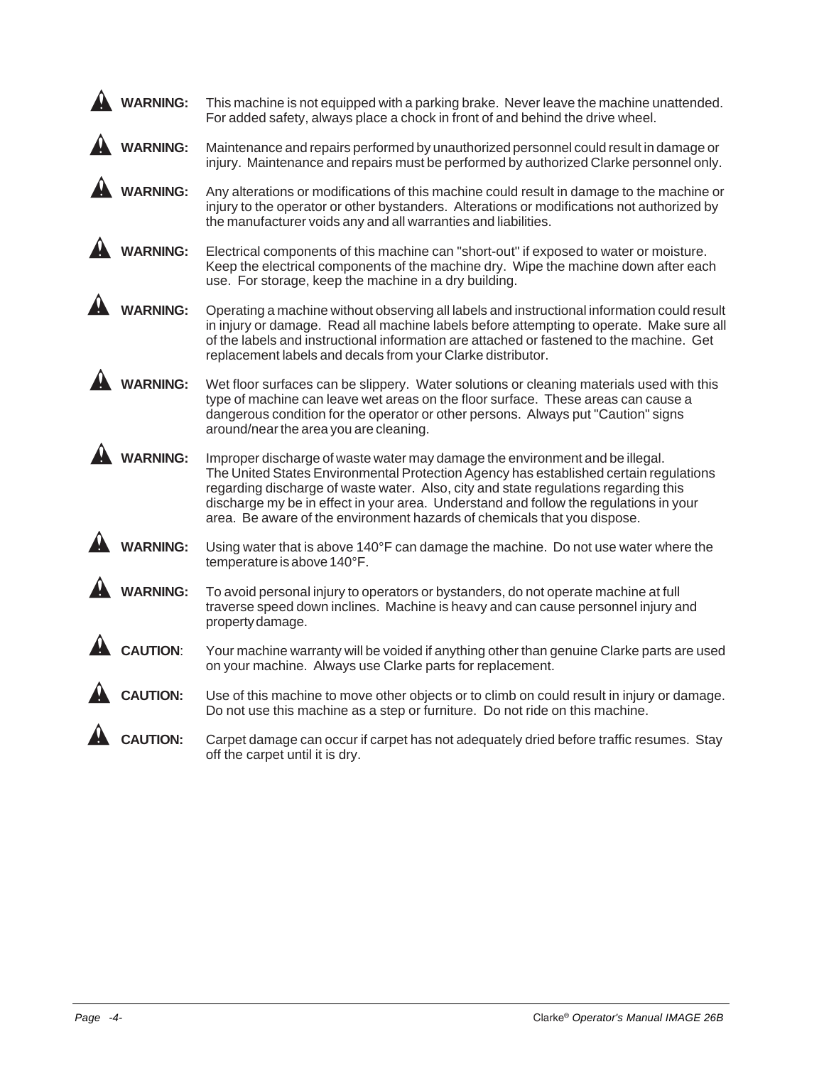**WARNING:** This machine is not equipped with a parking brake. Never leave the machine unattended. For added safety, always place a chock in front of and behind the drive wheel.

**WARNING:** Maintenance and repairs performed by unauthorized personnel could result in damage or injury. Maintenance and repairs must be performed by authorized Clarke personnel only.

**WARNING:** Any alterations or modifications of this machine could result in damage to the machine or injury to the operator or other bystanders. Alterations or modifications not authorized by the manufacturer voids any and all warranties and liabilities.

**WARNING:** Electrical components of this machine can "short-out" if exposed to water or moisture. Keep the electrical components of the machine dry. Wipe the machine down after each use. For storage, keep the machine in a dry building.

**WARNING:** Operating a machine without observing all labels and instructional information could result in injury or damage. Read all machine labels before attempting to operate. Make sure all of the labels and instructional information are attached or fastened to the machine. Get replacement labels and decals from your Clarke distributor.

**WARNING:** Wet floor surfaces can be slippery. Water solutions or cleaning materials used with this type of machine can leave wet areas on the floor surface. These areas can cause a dangerous condition for the operator or other persons. Always put "Caution" signs around/near the area you are cleaning.

**WARNING:** Improper discharge of waste water may damage the environment and be illegal. The United States Environmental Protection Agency has established certain regulations regarding discharge of waste water. Also, city and state regulations regarding this discharge my be in effect in your area. Understand and follow the regulations in your area. Be aware of the environment hazards of chemicals that you dispose.

**WARNING:** Using water that is above 140°F can damage the machine. Do not use water where the temperature is above 140°F.

**WARNING:** To avoid personal injury to operators or bystanders, do not operate machine at full traverse speed down inclines. Machine is heavy and can cause personnel injury and property damage.

**CAUTION**: Your machine warranty will be voided if anything other than genuine Clarke parts are used on your machine. Always use Clarke parts for replacement.

**CAUTION:** Use of this machine to move other objects or to climb on could result in injury or damage. Do not use this machine as a step or furniture. Do not ride on this machine.

**CAUTION:** Carpet damage can occur if carpet has not adequately dried before traffic resumes. Stay off the carpet until it is dry.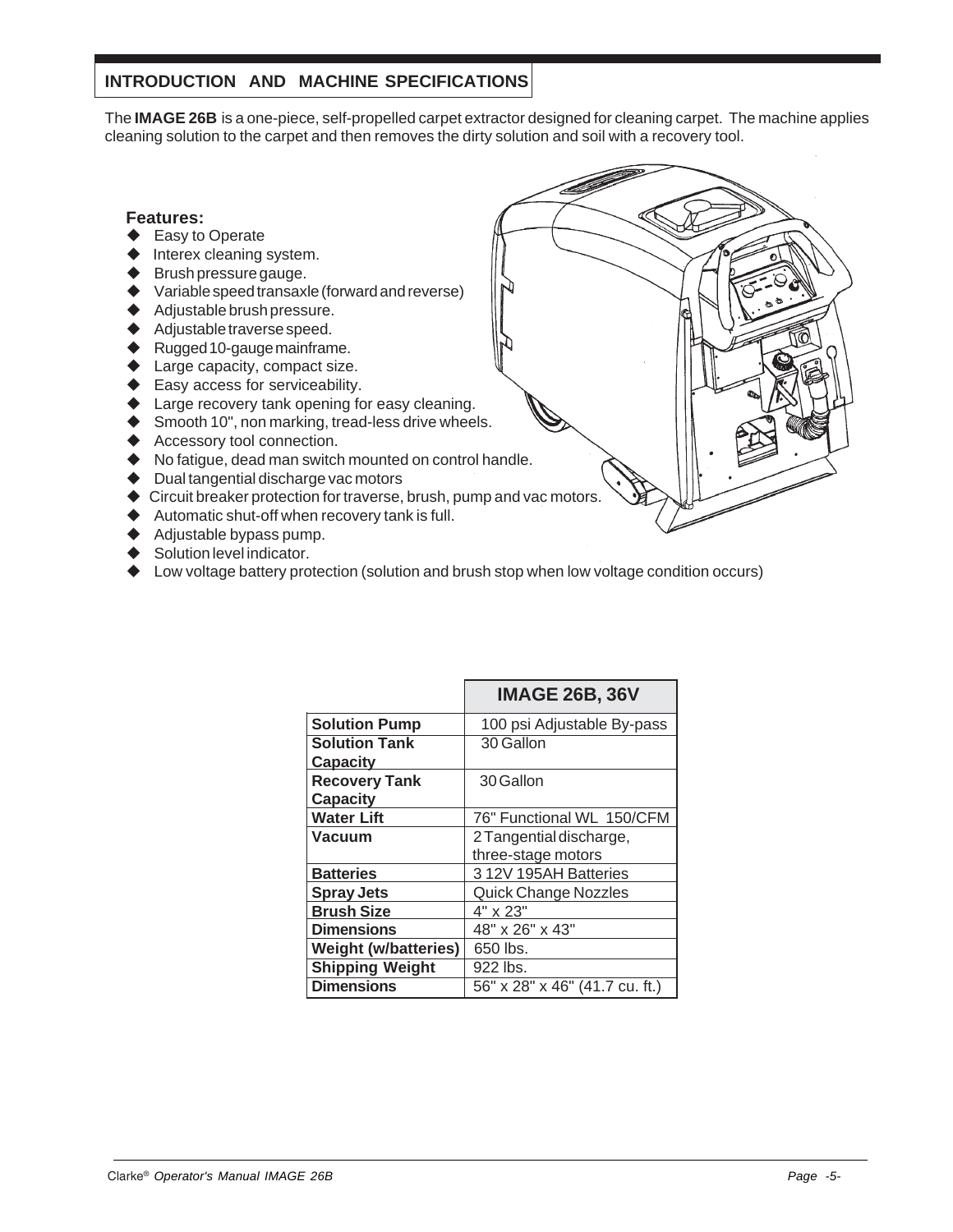## INTRODUCTION AND MACHINE SPECIFICATIONS

The **IMAGE 26B** is a one-piece, self-propelled carpet extractor designed for cleaning carpet. The machine applies cleaning solution to the carpet and then removes the dirty solution and soil with a recovery tool.

**Features:**

- Easy to Operate
- Interex cleaning system.
- Brush pressure gauge.
- Variable speed transaxle (forward and reverse)
- Adjustable brush pressure.
- Adjustable traverse speed.
- Rugged 10-gauge mainframe.
- Large capacity, compact size.
- Easy access for serviceability.
- Large recovery tank opening for easy cleaning.
- Smooth 10", non marking, tread-less drive wheels.
- Accessory tool connection.
- No fatigue, dead man switch mounted on control handle.
- Dual tangential discharge vac motors
- Circuit breaker protection for traverse, brush, pump and vac motors.
- Automatic shut-off when recovery tank is full.
- Adjustable bypass pump.
- Solution level indicator.
- Low voltage battery protection (solution and brush stop when low voltage condition occurs)

| | IMAGE 26B, 36V |
|---|---|
| **Solution Pump** | 100 psi Adjustable By-pass |
| **Solution Tank Capacity** | 30 Gallon |
| **Recovery Tank Capacity** | 30 Gallon |
| **Water Lift** | 76" Functional WL 150/CFM |
| **Vacuum** | 2 Tangential discharge, three-stage motors |
| **Batteries** | 3 12V 195AH Batteries |
| **Spray Jets** | Quick Change Nozzles |
| **Brush Size** | 4" x 23" |
| **Dimensions** | 48" x 26" x 43" |
| **Weight (w/batteries)** | 650 lbs. |
| **Shipping Weight** | 922 lbs. |
| **Dimensions** | 56" x 28" x 46" (41.7 cu. ft.) |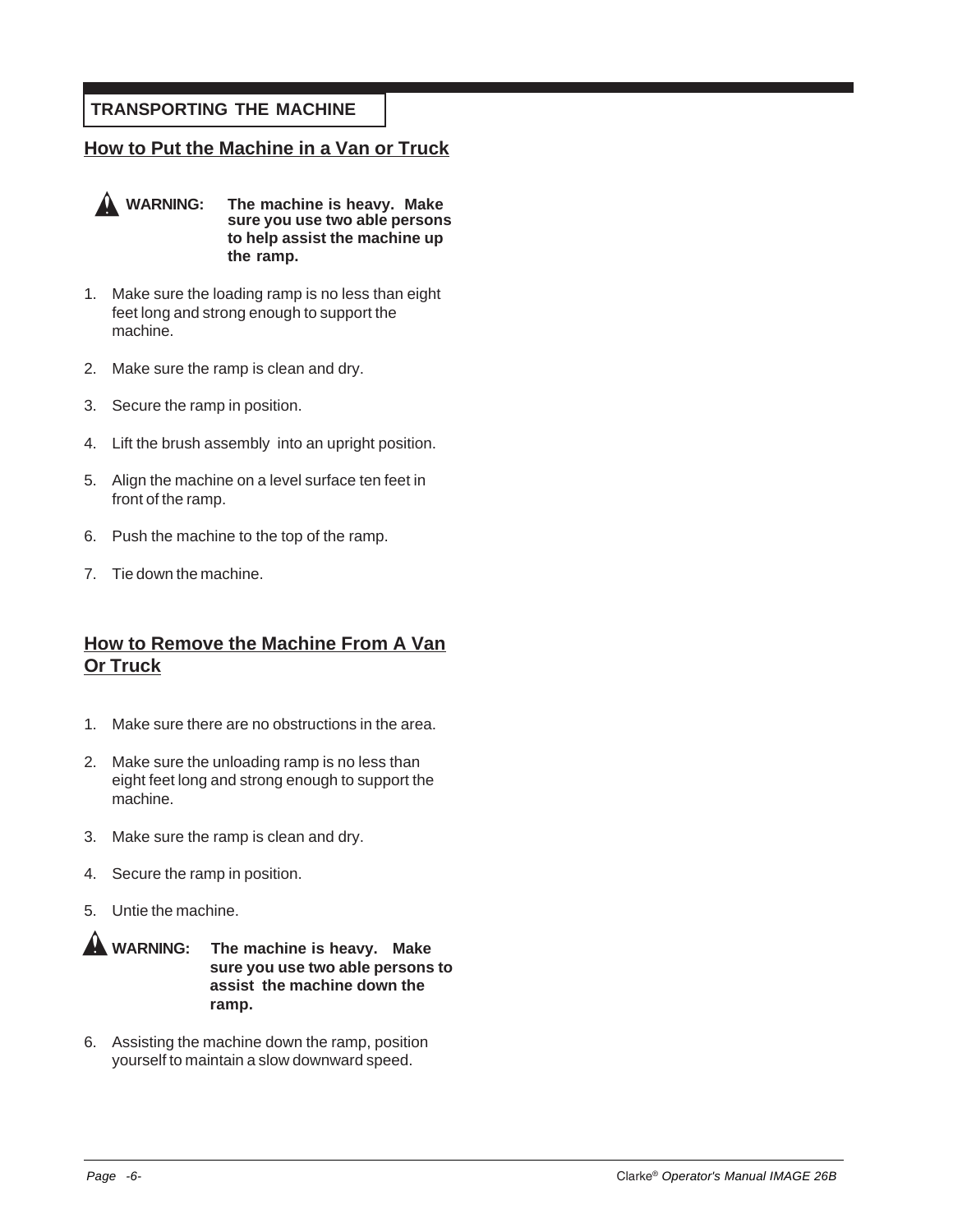## TRANSPORTING THE MACHINE

### How to Put the Machine in a Van or Truck

**WARNING: The machine is heavy. Make sure you use two able persons to help assist the machine up the ramp.**

1. Make sure the loading ramp is no less than eight feet long and strong enough to support the machine.
2. Make sure the ramp is clean and dry.
3. Secure the ramp in position.
4. Lift the brush assembly into an upright position.
5. Align the machine on a level surface ten feet in front of the ramp.
6. Push the machine to the top of the ramp.
7. Tie down the machine.

### How to Remove the Machine From A Van Or Truck

1. Make sure there are no obstructions in the area.
2. Make sure the unloading ramp is no less than eight feet long and strong enough to support the machine.
3. Make sure the ramp is clean and dry.
4. Secure the ramp in position.
5. Untie the machine.

**WARNING: The machine is heavy. Make sure you use two able persons to assist the machine down the ramp.**

6. Assisting the machine down the ramp, position yourself to maintain a slow downward speed.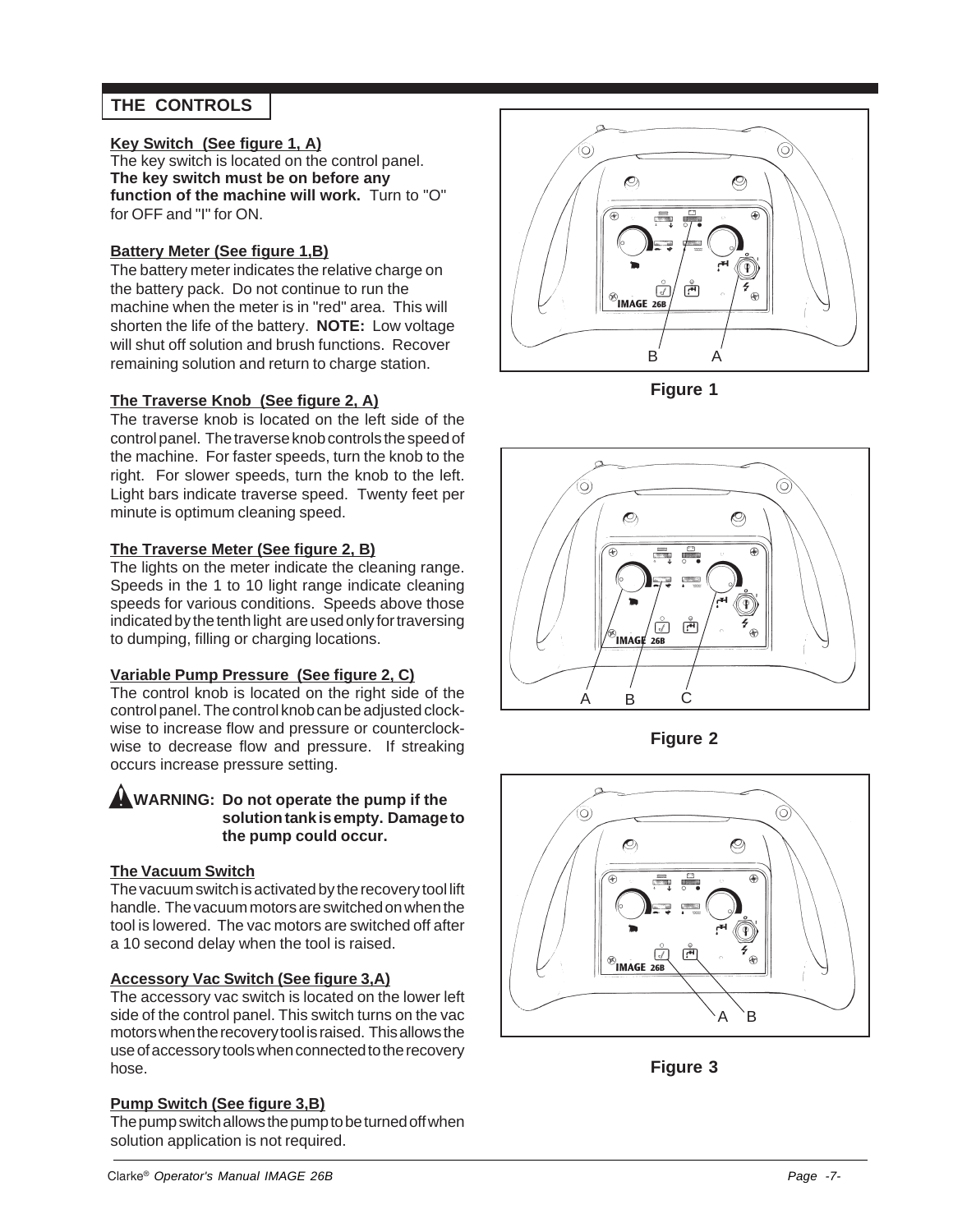## THE CONTROLS

**Key Switch (See figure 1, A)**

The key switch is located on the control panel. **The key switch must be on before any function of the machine will work.** Turn to "O" for OFF and "I" for ON.

**Battery Meter (See figure 1,B)**

The battery meter indicates the relative charge on the battery pack. Do not continue to run the machine when the meter is in "red" area. This will shorten the life of the battery. **NOTE:** Low voltage will shut off solution and brush functions. Recover remaining solution and return to charge station.

**The Traverse Knob (See figure 2, A)**

The traverse knob is located on the left side of the control panel. The traverse knob controls the speed of the machine. For faster speeds, turn the knob to the right. For slower speeds, turn the knob to the left. Light bars indicate traverse speed. Twenty feet per minute is optimum cleaning speed.

**The Traverse Meter (See figure 2, B)**

The lights on the meter indicate the cleaning range. Speeds in the 1 to 10 light range indicate cleaning speeds for various conditions. Speeds above those indicated by the tenth light are used only for traversing to dumping, filling or charging locations.

**Variable Pump Pressure (See figure 2, C)**

The control knob is located on the right side of the control panel. The control knob can be adjusted clockwise to increase flow and pressure or counterclockwise to decrease flow and pressure. If streaking occurs increase pressure setting.

**WARNING: Do not operate the pump if the solution tank is empty. Damage to the pump could occur.**

**The Vacuum Switch**

The vacuum switch is activated by the recovery tool lift handle. The vacuum motors are switched on when the tool is lowered. The vac motors are switched off after a 10 second delay when the tool is raised.

**Accessory Vac Switch (See figure 3,A)**

The accessory vac switch is located on the lower left side of the control panel. This switch turns on the vac motors when the recovery tool is raised. This allows the use of accessory tools when connected to the recovery hose.

**Pump Switch (See figure 3,B)**

The pump switch allows the pump to be turned off when solution application is not required.

IMAGE 26B

B A

Figure 1

IMAGE 26B

A B C

Figure 2

IMAGE 26B

A B

Figure 3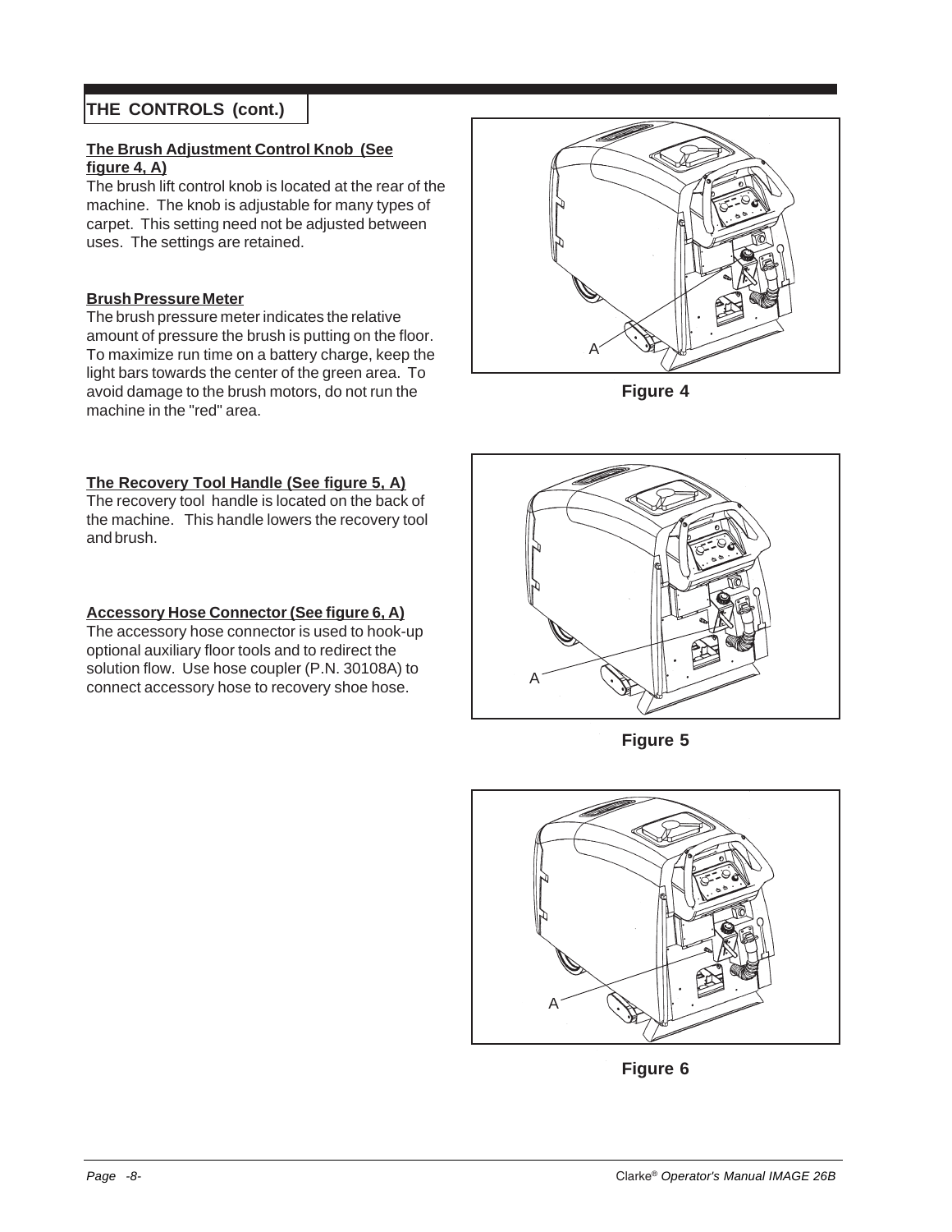## THE CONTROLS (cont.)

**The Brush Adjustment Control Knob (See figure 4, A)**

The brush lift control knob is located at the rear of the machine. The knob is adjustable for many types of carpet. This setting need not be adjusted between uses. The settings are retained.

**Brush Pressure Meter**

The brush pressure meter indicates the relative amount of pressure the brush is putting on the floor. To maximize run time on a battery charge, keep the light bars towards the center of the green area. To avoid damage to the brush motors, do not run the machine in the "red" area.

A

**Figure 4**

**The Recovery Tool Handle (See figure 5, A)**

The recovery tool handle is located on the back of the machine. This handle lowers the recovery tool and brush.

**Accessory Hose Connector (See figure 6, A)**

The accessory hose connector is used to hook-up optional auxiliary floor tools and to redirect the solution flow. Use hose coupler (P.N. 30108A) to connect accessory hose to recovery shoe hose.

A

**Figure 5**

A

**Figure 6**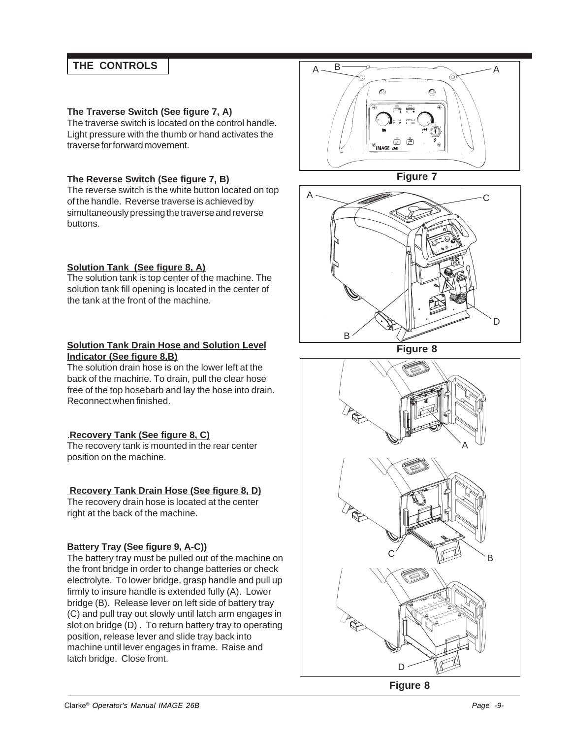## THE CONTROLS

### The Traverse Switch (See figure 7, A)

The traverse switch is located on the control handle. Light pressure with the thumb or hand activates the traverse for forward movement.

### The Reverse Switch (See figure 7, B)

The reverse switch is the white button located on top of the handle. Reverse traverse is achieved by simultaneously pressing the traverse and reverse buttons.

### Solution Tank (See figure 8, A)

The solution tank is top center of the machine. The solution tank fill opening is located in the center of the tank at the front of the machine.

### Solution Tank Drain Hose and Solution Level Indicator (See figure 8,B)

The solution drain hose is on the lower left at the back of the machine. To drain, pull the clear hose free of the top hosebarb and lay the hose into drain. Reconnect when finished.

### .Recovery Tank (See figure 8, C)

The recovery tank is mounted in the rear center position on the machine.

### Recovery Tank Drain Hose (See figure 8, D)

The recovery drain hose is located at the center right at the back of the machine.

### Battery Tray (See figure 9, A-C))

The battery tray must be pulled out of the machine on the front bridge in order to change batteries or check electrolyte. To lower bridge, grasp handle and pull up firmly to insure handle is extended fully (A). Lower bridge (B). Release lever on left side of battery tray (C) and pull tray out slowly until latch arm engages in slot on bridge (D) . To return battery tray to operating position, release lever and slide tray back into machine until lever engages in frame. Raise and latch bridge. Close front.

A B A

Figure 7

A C D B

Figure 8

A C B D

Figure 8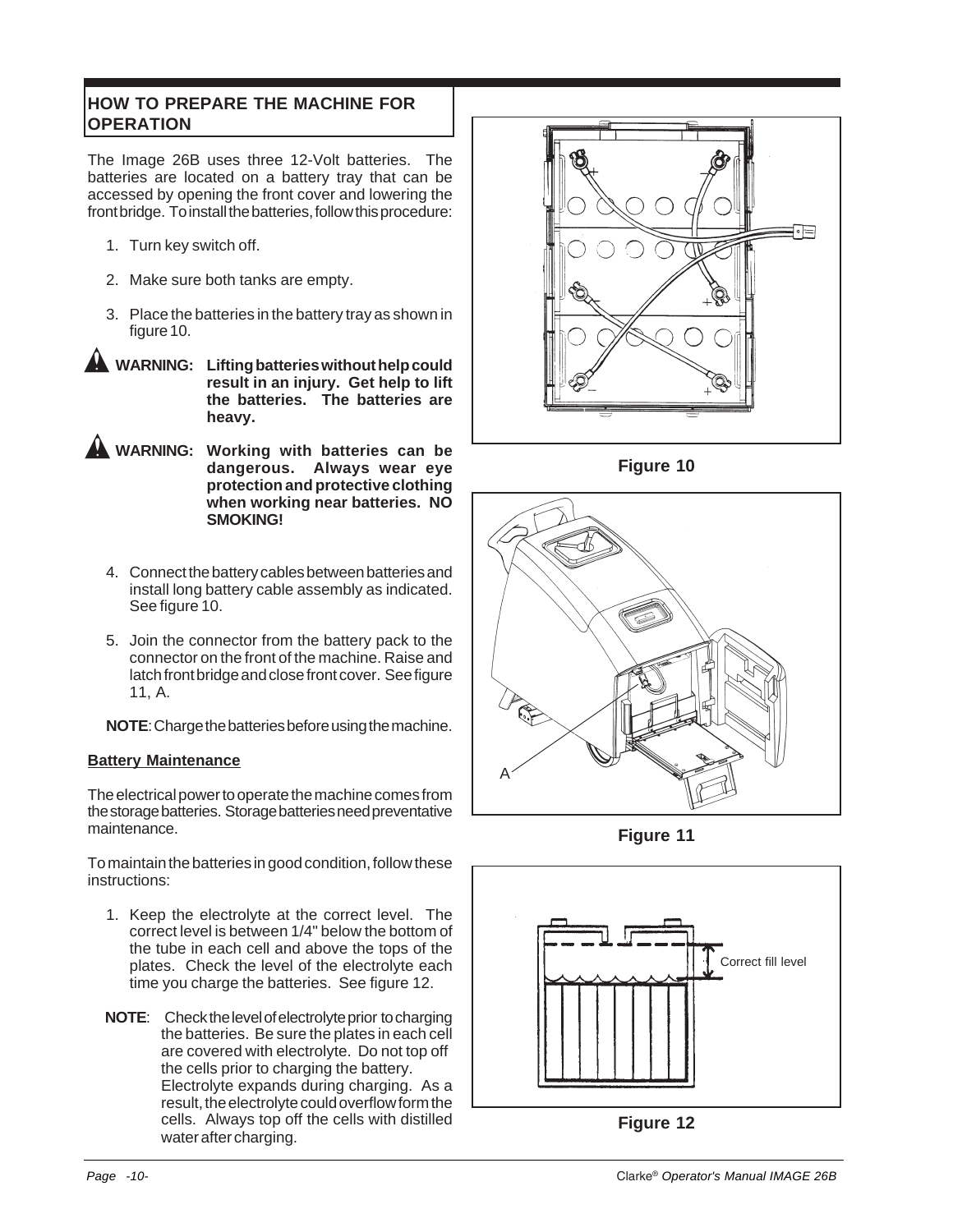## HOW TO PREPARE THE MACHINE FOR OPERATION

The Image 26B uses three 12-Volt batteries. The batteries are located on a battery tray that can be accessed by opening the front cover and lowering the front bridge. To install the batteries, follow this procedure:

1. Turn key switch off.
2. Make sure both tanks are empty.
3. Place the batteries in the battery tray as shown in figure 10.

**WARNING: Lifting batteries without help could result in an injury. Get help to lift the batteries. The batteries are heavy.**

**WARNING: Working with batteries can be dangerous. Always wear eye protection and protective clothing when working near batteries. NO SMOKING!**

4. Connect the battery cables between batteries and install long battery cable assembly as indicated. See figure 10.
5. Join the connector from the battery pack to the connector on the front of the machine. Raise and latch front bridge and close front cover. See figure 11, A.

**NOTE**: Charge the batteries before using the machine.

Figure 10

A

Figure 11

**Battery Maintenance**

The electrical power to operate the machine comes from the storage batteries. Storage batteries need preventative maintenance.

To maintain the batteries in good condition, follow these instructions:

1. Keep the electrolyte at the correct level. The correct level is between 1/4" below the bottom of the tube in each cell and above the tops of the plates. Check the level of the electrolyte each time you charge the batteries. See figure 12.

**NOTE**: Check the level of electrolyte prior to charging the batteries. Be sure the plates in each cell are covered with electrolyte. Do not top off the cells prior to charging the battery. Electrolyte expands during charging. As a result, the electrolyte could overflow form the cells. Always top off the cells with distilled water after charging.

Correct fill level

Figure 12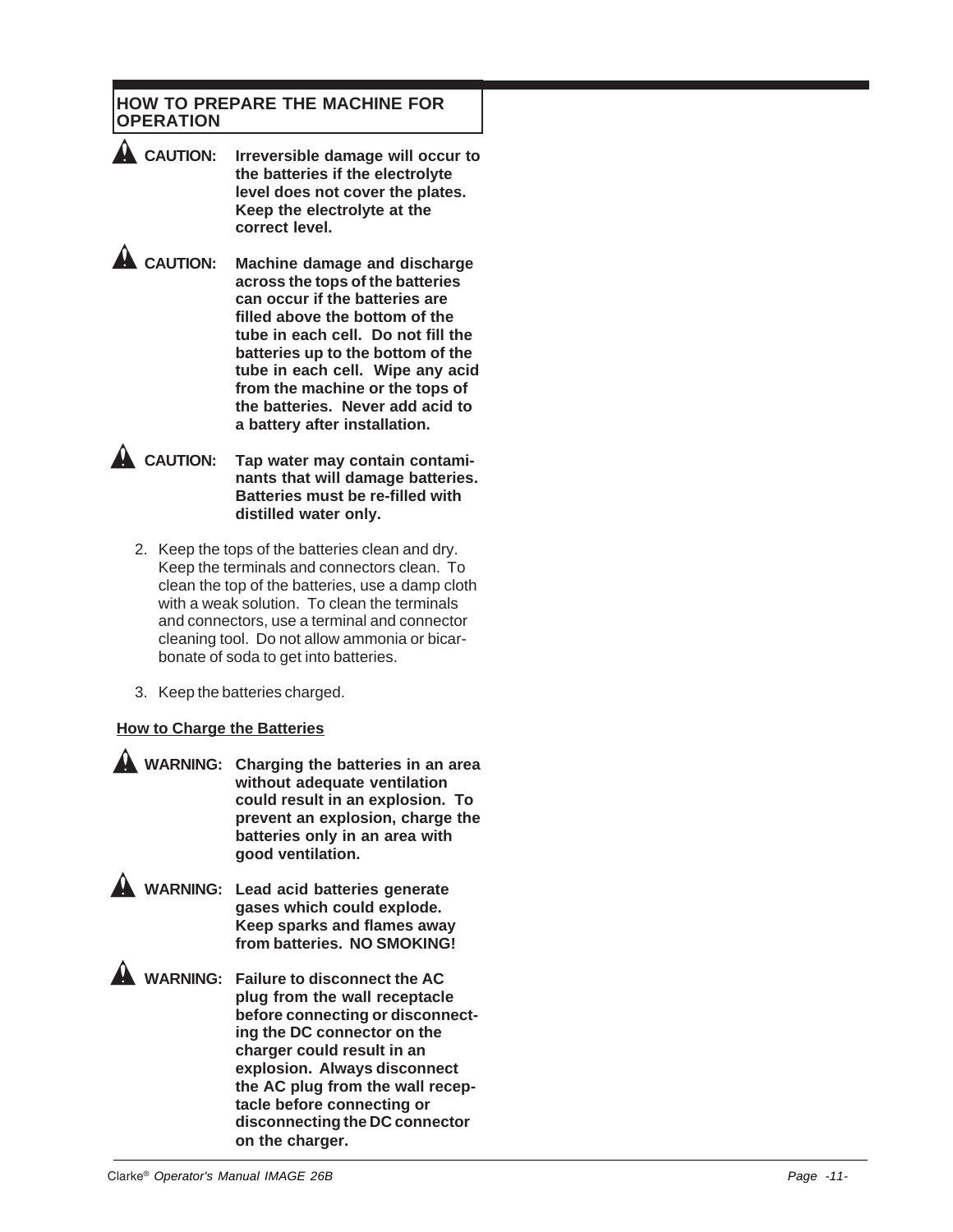## HOW TO PREPARE THE MACHINE FOR OPERATION

**CAUTION: Irreversible damage will occur to the batteries if the electrolyte level does not cover the plates. Keep the electrolyte at the correct level.**

**CAUTION: Machine damage and discharge across the tops of the batteries can occur if the batteries are filled above the bottom of the tube in each cell. Do not fill the batteries up to the bottom of the tube in each cell. Wipe any acid from the machine or the tops of the batteries. Never add acid to a battery after installation.**

**CAUTION: Tap water may contain contaminants that will damage batteries. Batteries must be re-filled with distilled water only.**

2. Keep the tops of the batteries clean and dry. Keep the terminals and connectors clean. To clean the top of the batteries, use a damp cloth with a weak solution. To clean the terminals and connectors, use a terminal and connector cleaning tool. Do not allow ammonia or bicarbonate of soda to get into batteries.

3. Keep the batteries charged.

### How to Charge the Batteries

**WARNING: Charging the batteries in an area without adequate ventilation could result in an explosion. To prevent an explosion, charge the batteries only in an area with good ventilation.**

**WARNING: Lead acid batteries generate gases which could explode. Keep sparks and flames away from batteries. NO SMOKING!**

**WARNING: Failure to disconnect the AC plug from the wall receptacle before connecting or disconnecting the DC connector on the charger could result in an explosion. Always disconnect the AC plug from the wall receptacle before connecting or disconnecting the DC connector on the charger.**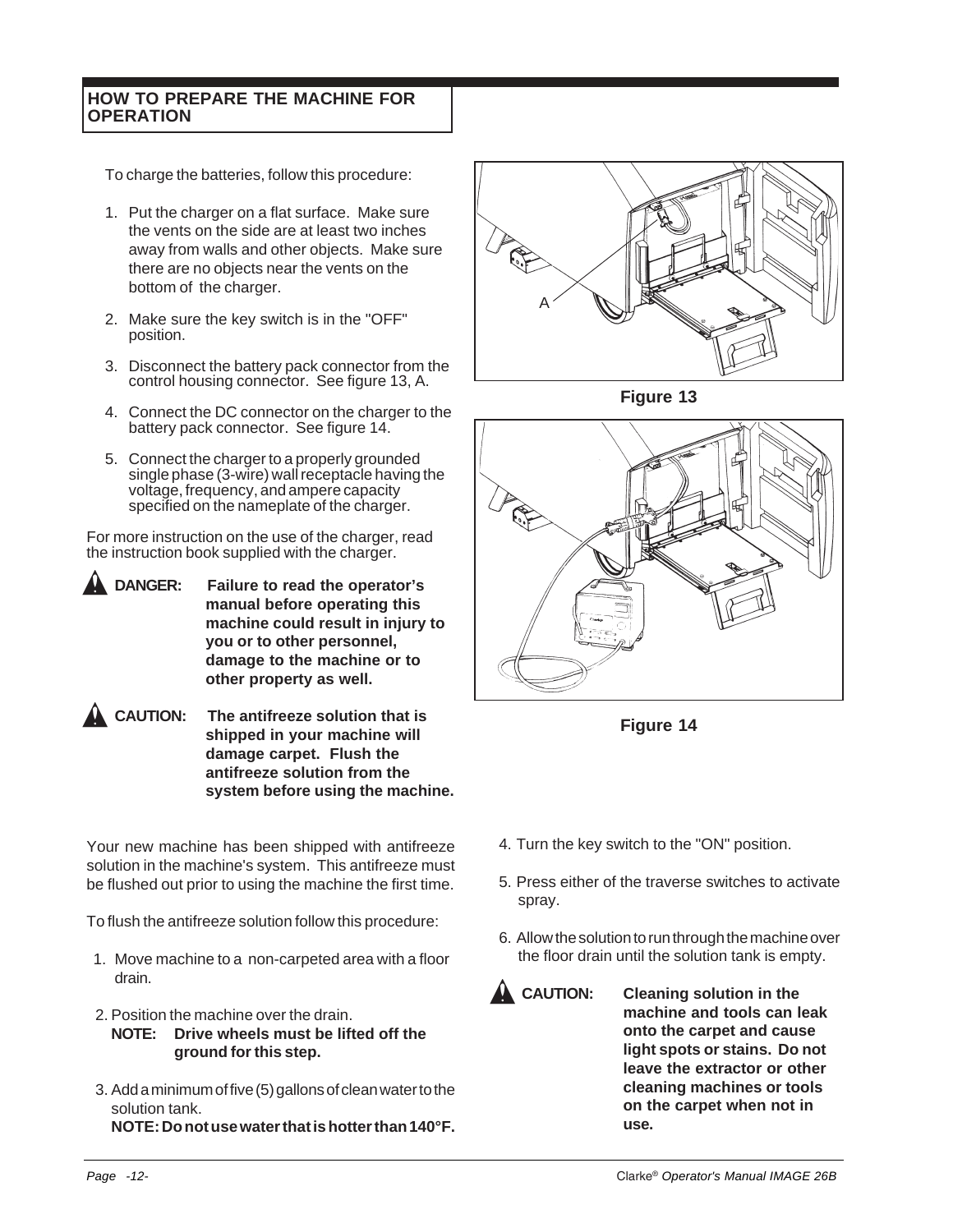## HOW TO PREPARE THE MACHINE FOR OPERATION

To charge the batteries, follow this procedure:

1. Put the charger on a flat surface. Make sure the vents on the side are at least two inches away from walls and other objects. Make sure there are no objects near the vents on the bottom of the charger.
2. Make sure the key switch is in the "OFF" position.
3. Disconnect the battery pack connector from the control housing connector. See figure 13, A.
4. Connect the DC connector on the charger to the battery pack connector. See figure 14.
5. Connect the charger to a properly grounded single phase (3-wire) wall receptacle having the voltage, frequency, and ampere capacity specified on the nameplate of the charger.

For more instruction on the use of the charger, read the instruction book supplied with the charger.

**DANGER: Failure to read the operator's manual before operating this machine could result in injury to you or to other personnel, damage to the machine or to other property as well.**

**CAUTION: The antifreeze solution that is shipped in your machine will damage carpet. Flush the antifreeze solution from the system before using the machine.**

A

**Figure 13**

**Figure 14**

Your new machine has been shipped with antifreeze solution in the machine's system. This antifreeze must be flushed out prior to using the machine the first time.

To flush the antifreeze solution follow this procedure:

1. Move machine to a non-carpeted area with a floor drain.
2. Position the machine over the drain.
   **NOTE: Drive wheels must be lifted off the ground for this step.**
3. Add a minimum of five (5) gallons of clean water to the solution tank.
   **NOTE: Do not use water that is hotter than 140°F.**
4. Turn the key switch to the "ON" position.
5. Press either of the traverse switches to activate spray.
6. Allow the solution to run through the machine over the floor drain until the solution tank is empty.

**CAUTION: Cleaning solution in the machine and tools can leak onto the carpet and cause light spots or stains. Do not leave the extractor or other cleaning machines or tools on the carpet when not in use.**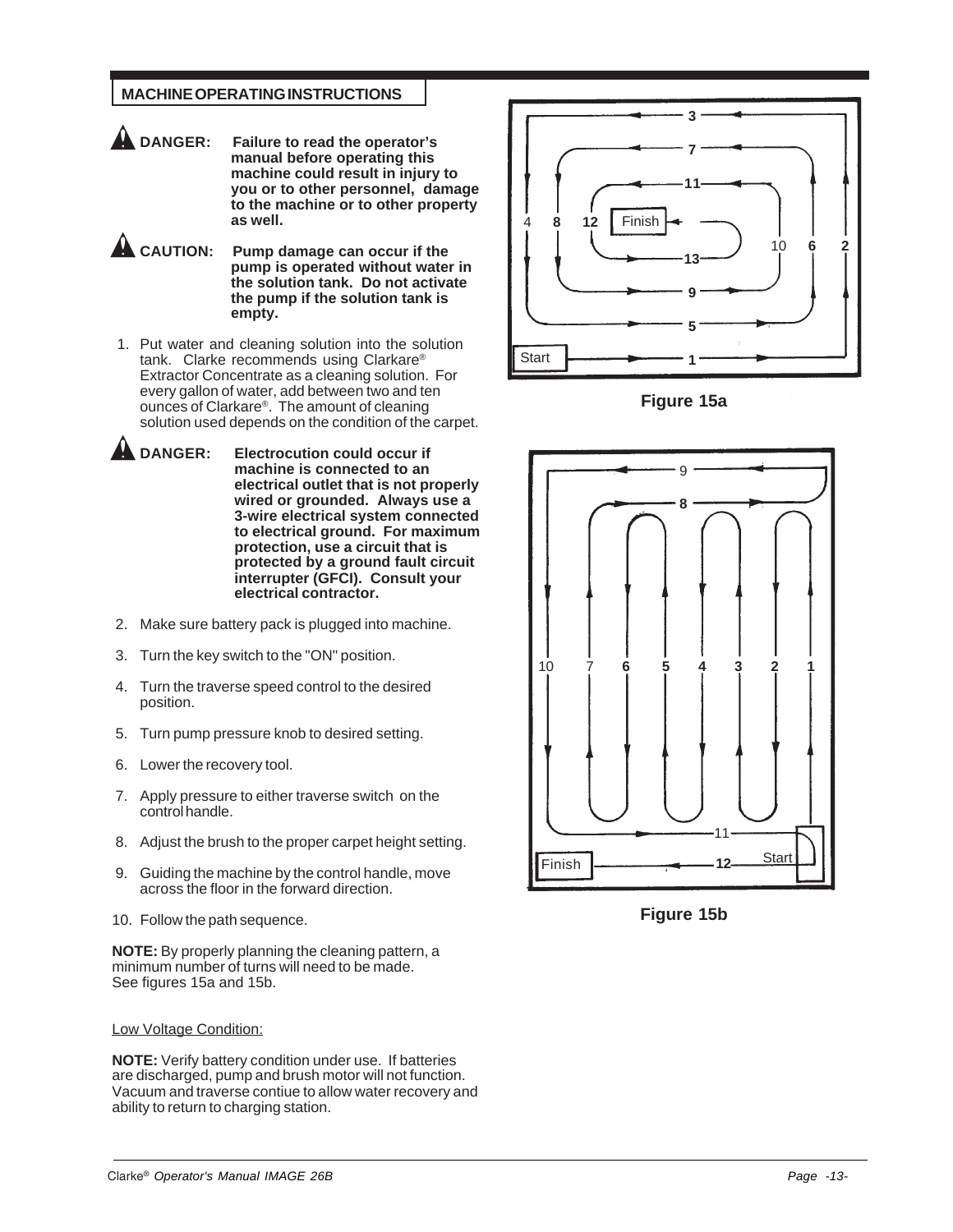## MACHINE OPERATING INSTRUCTIONS

**DANGER: Failure to read the operator's manual before operating this machine could result in injury to you or to other personnel, damage to the machine or to other property as well.**

**CAUTION: Pump damage can occur if the pump is operated without water in the solution tank. Do not activate the pump if the solution tank is empty.**

1. Put water and cleaning solution into the solution tank. Clarke recommends using Clarkare® Extractor Concentrate as a cleaning solution. For every gallon of water, add between two and ten ounces of Clarkare®. The amount of cleaning solution used depends on the condition of the carpet.

**DANGER: Electrocution could occur if machine is connected to an electrical outlet that is not properly wired or grounded. Always use a 3-wire electrical system connected to electrical ground. For maximum protection, use a circuit that is protected by a ground fault circuit interrupter (GFCI). Consult your electrical contractor.**

2. Make sure battery pack is plugged into machine.
3. Turn the key switch to the "ON" position.
4. Turn the traverse speed control to the desired position.
5. Turn pump pressure knob to desired setting.
6. Lower the recovery tool.
7. Apply pressure to either traverse switch on the control handle.
8. Adjust the brush to the proper carpet height setting.
9. Guiding the machine by the control handle, move across the floor in the forward direction.
10. Follow the path sequence.

**NOTE:** By properly planning the cleaning pattern, a minimum number of turns will need to be made. See figures 15a and 15b.

Low Voltage Condition:

**NOTE:** Verify battery condition under use. If batteries are discharged, pump and brush motor will not function. Vacuum and traverse contiue to allow water recovery and ability to return to charging station.

3
7
11
4 8 12 Finish
10 6 2
13
9
5
Start 1

**Figure 15a**

9
8
10 7 6 5 4 3 2 1
11
Finish 12 Start

**Figure 15b**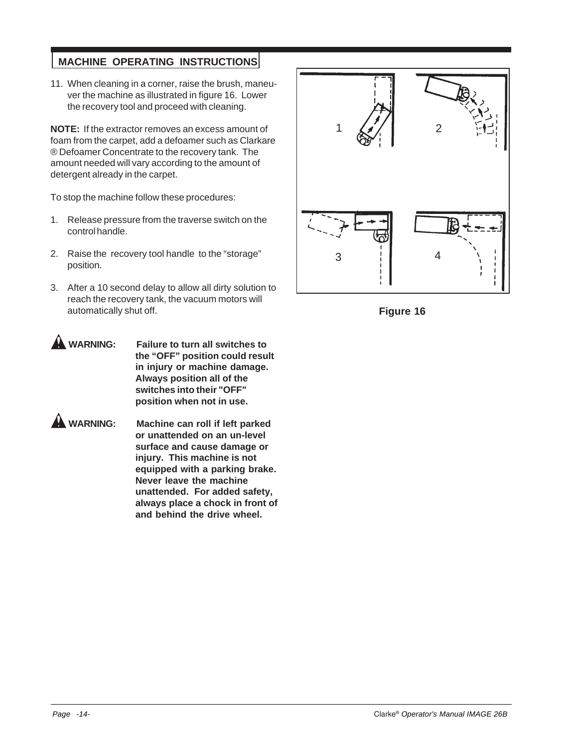## MACHINE OPERATING INSTRUCTIONS

11. When cleaning in a corner, raise the brush, maneuver the machine as illustrated in figure 16. Lower the recovery tool and proceed with cleaning.

**NOTE:** If the extractor removes an excess amount of foam from the carpet, add a defoamer such as Clarkare ® Defoamer Concentrate to the recovery tank. The amount needed will vary according to the amount of detergent already in the carpet.

To stop the machine follow these procedures:

1. Release pressure from the traverse switch on the control handle.
2. Raise the recovery tool handle to the "storage" position.
3. After a 10 second delay to allow all dirty solution to reach the recovery tank, the vacuum motors will automatically shut off.

**WARNING: Failure to turn all switches to the "OFF" position could result in injury or machine damage. Always position all of the switches into their "OFF" position when not in use.**

**WARNING: Machine can roll if left parked or unattended on an un-level surface and cause damage or injury. This machine is not equipped with a parking brake. Never leave the machine unattended. For added safety, always place a chock in front of and behind the drive wheel.**

1
2
3
4

**Figure 16**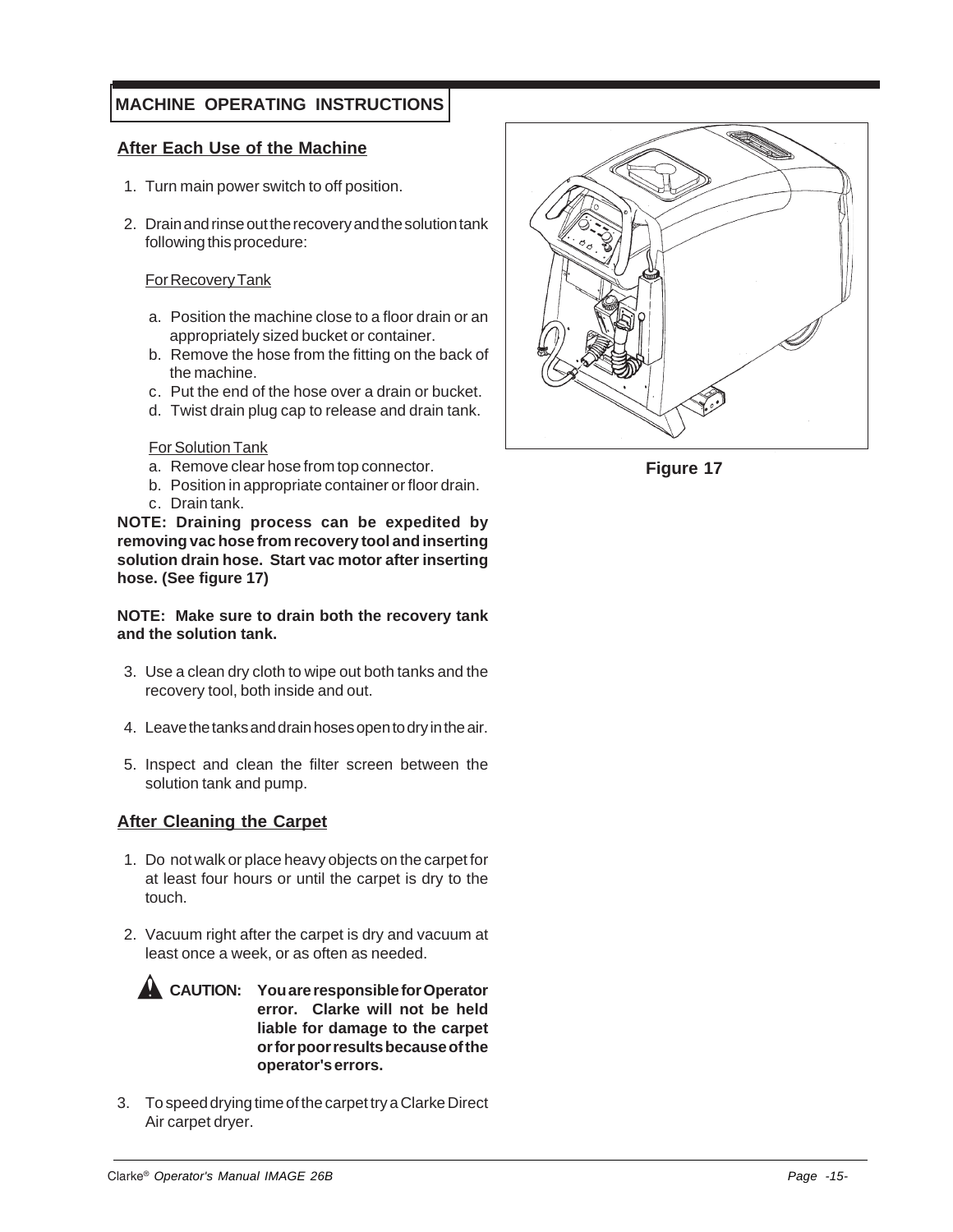## MACHINE OPERATING INSTRUCTIONS

### After Each Use of the Machine

1. Turn main power switch to off position.

2. Drain and rinse out the recovery and the solution tank following this procedure:

   For Recovery Tank

   a. Position the machine close to a floor drain or an appropriately sized bucket or container.
   b. Remove the hose from the fitting on the back of the machine.
   c. Put the end of the hose over a drain or bucket.
   d. Twist drain plug cap to release and drain tank.

   For Solution Tank

   a. Remove clear hose from top connector.
   b. Position in appropriate container or floor drain.
   c. Drain tank.

**NOTE: Draining process can be expedited by removing vac hose from recovery tool and inserting solution drain hose. Start vac motor after inserting hose. (See figure 17)**

**NOTE: Make sure to drain both the recovery tank and the solution tank.**

3. Use a clean dry cloth to wipe out both tanks and the recovery tool, both inside and out.

4. Leave the tanks and drain hoses open to dry in the air.

5. Inspect and clean the filter screen between the solution tank and pump.

Figure 17

### After Cleaning the Carpet

1. Do not walk or place heavy objects on the carpet for at least four hours or until the carpet is dry to the touch.

2. Vacuum right after the carpet is dry and vacuum at least once a week, or as often as needed.

**CAUTION: You are responsible for Operator error. Clarke will not be held liable for damage to the carpet or for poor results because of the operator's errors.**

3. To speed drying time of the carpet try a Clarke Direct Air carpet dryer.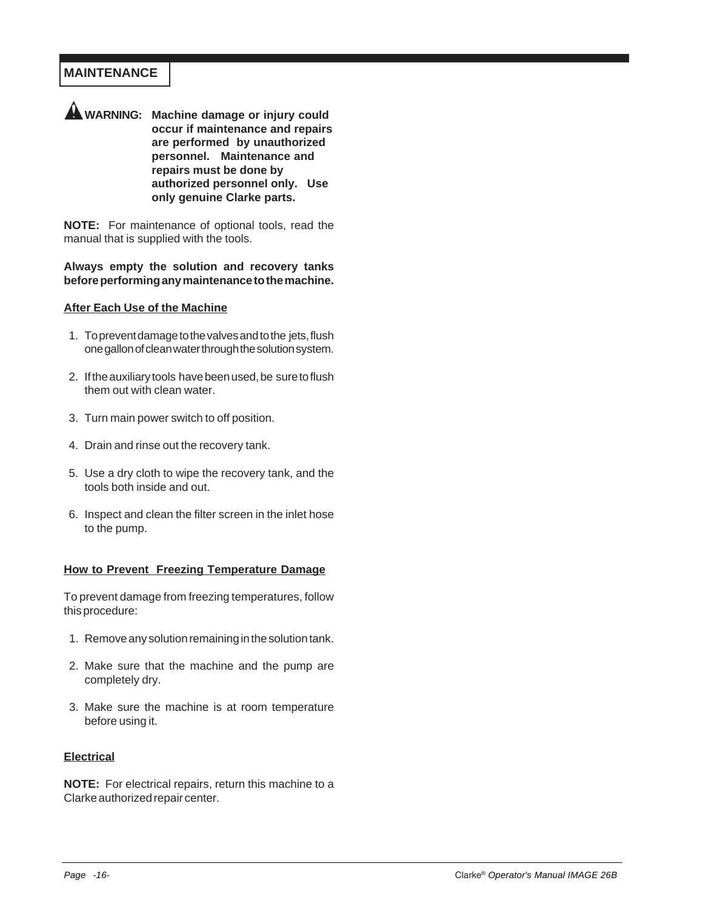## MAINTENANCE

**WARNING: Machine damage or injury could occur if maintenance and repairs are performed by unauthorized personnel. Maintenance and repairs must be done by authorized personnel only. Use only genuine Clarke parts.**

**NOTE:** For maintenance of optional tools, read the manual that is supplied with the tools.

**Always empty the solution and recovery tanks before performing any maintenance to the machine.**

### After Each Use of the Machine

1. To prevent damage to the valves and to the jets, flush one gallon of clean water through the solution system.
2. If the auxiliary tools have been used, be sure to flush them out with clean water.
3. Turn main power switch to off position.
4. Drain and rinse out the recovery tank.
5. Use a dry cloth to wipe the recovery tank, and the tools both inside and out.
6. Inspect and clean the filter screen in the inlet hose to the pump.

### How to Prevent Freezing Temperature Damage

To prevent damage from freezing temperatures, follow this procedure:

1. Remove any solution remaining in the solution tank.
2. Make sure that the machine and the pump are completely dry.
3. Make sure the machine is at room temperature before using it.

### Electrical

**NOTE:** For electrical repairs, return this machine to a Clarke authorized repair center.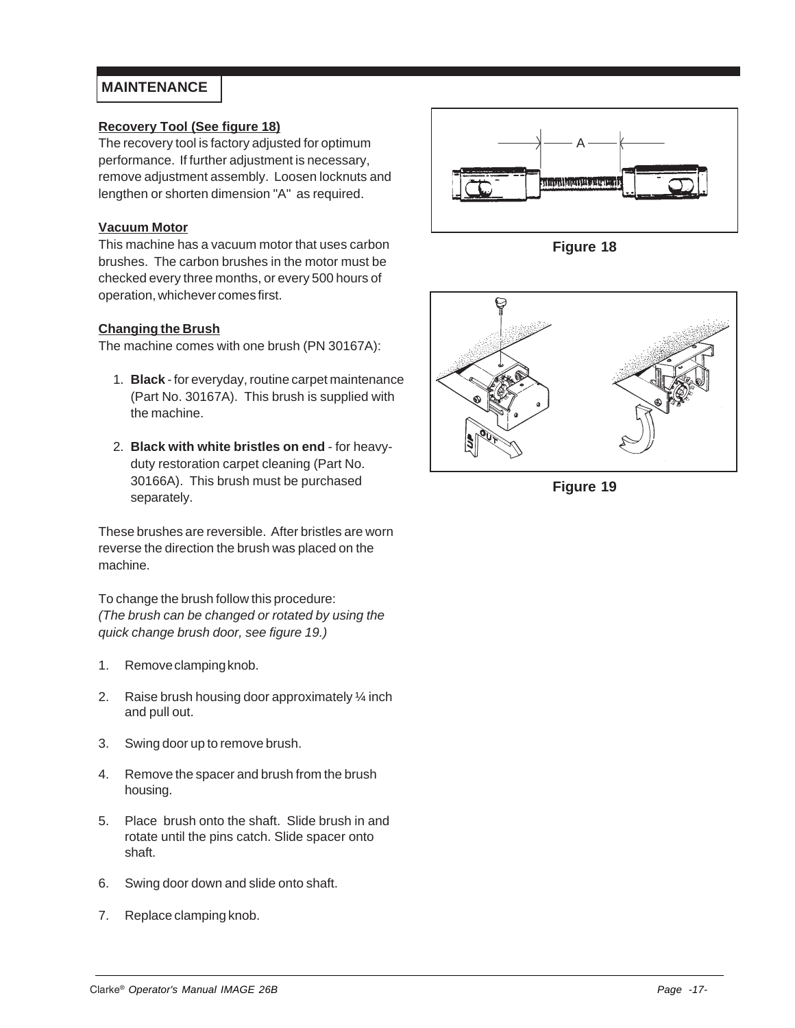## MAINTENANCE

### Recovery Tool (See figure 18)

The recovery tool is factory adjusted for optimum performance. If further adjustment is necessary, remove adjustment assembly. Loosen locknuts and lengthen or shorten dimension "A" as required.

### Vacuum Motor

This machine has a vacuum motor that uses carbon brushes. The carbon brushes in the motor must be checked every three months, or every 500 hours of operation, whichever comes first.

### Changing the Brush

The machine comes with one brush (PN 30167A):

1. **Black** - for everyday, routine carpet maintenance (Part No. 30167A). This brush is supplied with the machine.
2. **Black with white bristles on end** - for heavy-duty restoration carpet cleaning (Part No. 30166A). This brush must be purchased separately.

These brushes are reversible. After bristles are worn reverse the direction the brush was placed on the machine.

To change the brush follow this procedure:
*(The brush can be changed or rotated by using the quick change brush door, see figure 19.)*

1. Remove clamping knob.
2. Raise brush housing door approximately ¼ inch and pull out.
3. Swing door up to remove brush.
4. Remove the spacer and brush from the brush housing.
5. Place brush onto the shaft. Slide brush in and rotate until the pins catch. Slide spacer onto shaft.
6. Swing door down and slide onto shaft.
7. Replace clamping knob.

A

Figure 18

UP OUT

Figure 19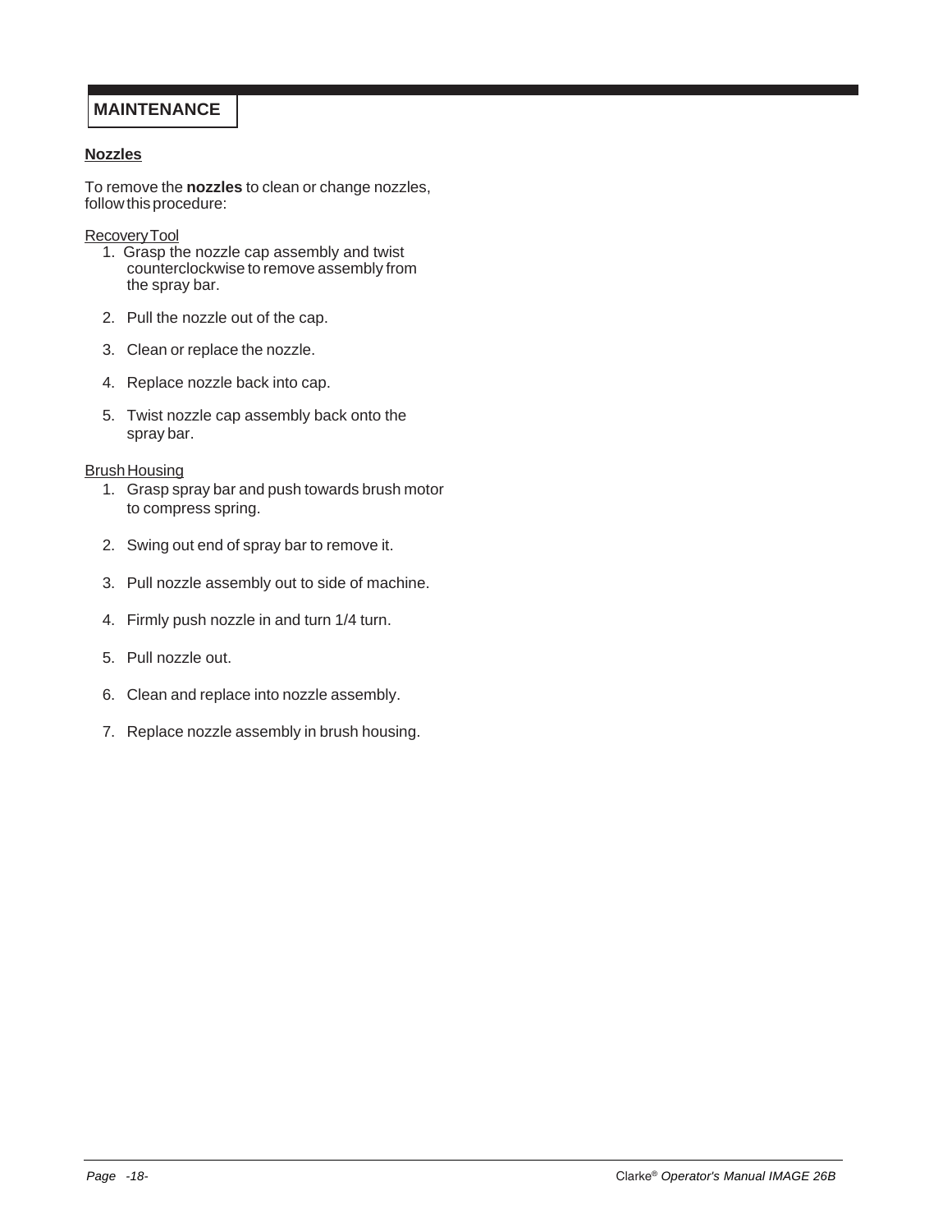## MAINTENANCE

### Nozzles

To remove the **nozzles** to clean or change nozzles, follow this procedure:

Recovery Tool

1. Grasp the nozzle cap assembly and twist counterclockwise to remove assembly from the spray bar.
2. Pull the nozzle out of the cap.
3. Clean or replace the nozzle.
4. Replace nozzle back into cap.
5. Twist nozzle cap assembly back onto the spray bar.

Brush Housing

1. Grasp spray bar and push towards brush motor to compress spring.
2. Swing out end of spray bar to remove it.
3. Pull nozzle assembly out to side of machine.
4. Firmly push nozzle in and turn 1/4 turn.
5. Pull nozzle out.
6. Clean and replace into nozzle assembly.
7. Replace nozzle assembly in brush housing.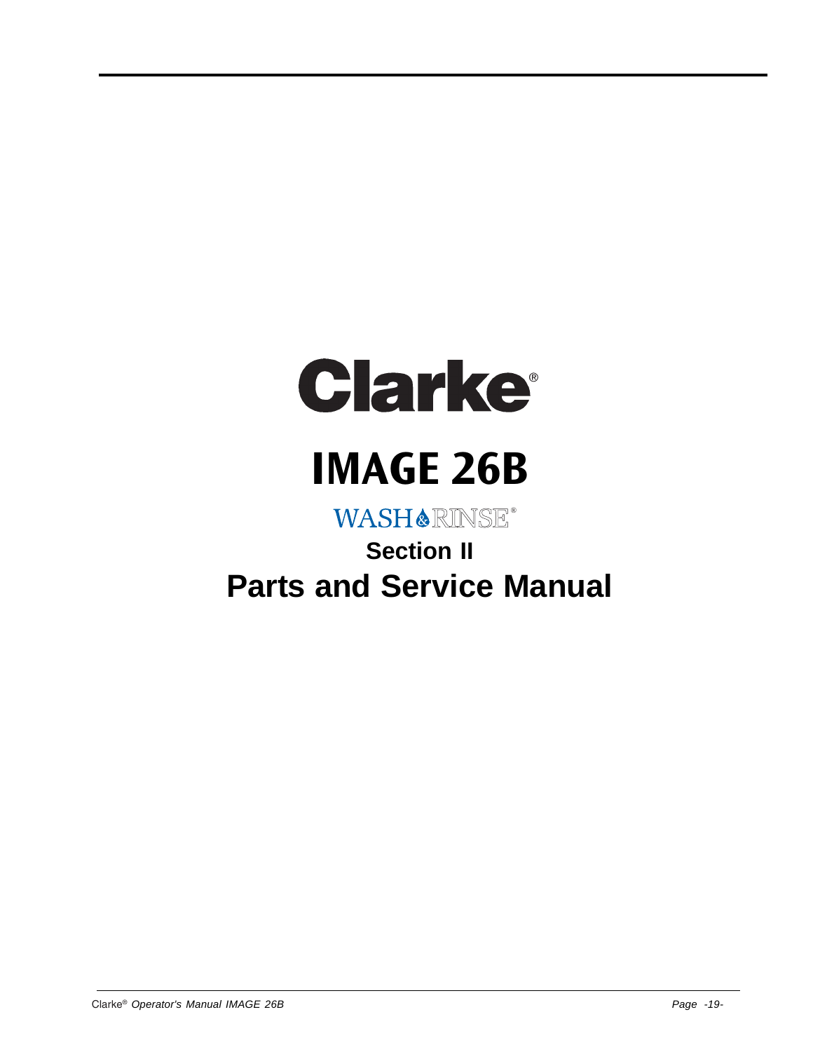# Clarke®

# IMAGE 26B

WASH&RINSE®

## Section II

# Parts and Service Manual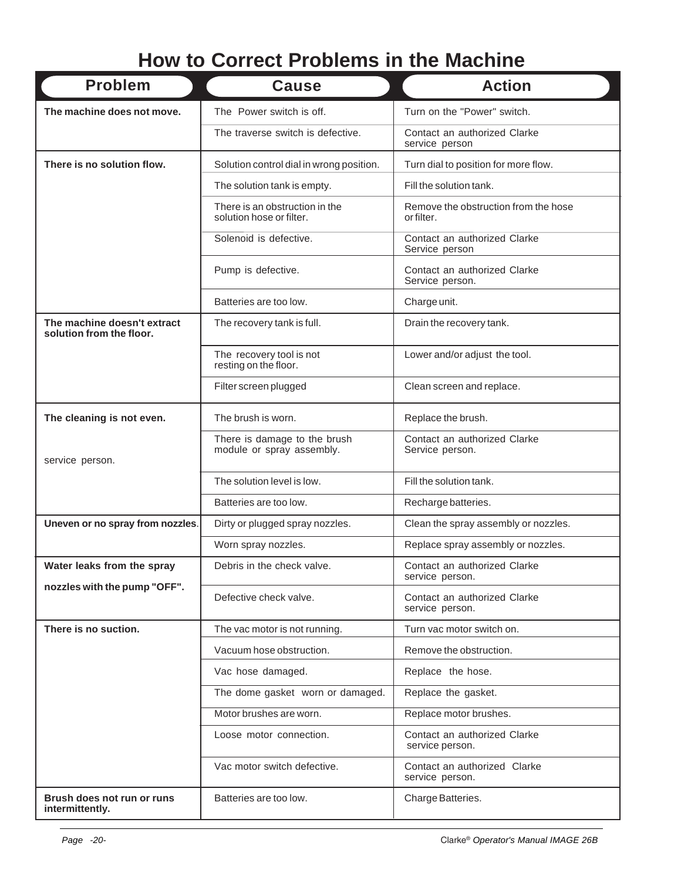# How to Correct Problems in the Machine

| Problem | Cause | Action |
|---|---|---|
| **The machine does not move.** | The Power switch is off. | Turn on the "Power" switch. |
| | The traverse switch is defective. | Contact an authorized Clarke service person |
| **There is no solution flow.** | Solution control dial in wrong position. | Turn dial to position for more flow. |
| | The solution tank is empty. | Fill the solution tank. |
| | There is an obstruction in the solution hose or filter. | Remove the obstruction from the hose or filter. |
| | Solenoid is defective. | Contact an authorized Clarke Service person |
| | Pump is defective. | Contact an authorized Clarke Service person. |
| | Batteries are too low. | Charge unit. |
| **The machine doesn't extract solution from the floor.** | The recovery tank is full. | Drain the recovery tank. |
| | The recovery tool is not resting on the floor. | Lower and/or adjust the tool. |
| | Filter screen plugged | Clean screen and replace. |
| **The cleaning is not even.** | The brush is worn. | Replace the brush. |
| service person. | There is damage to the brush module or spray assembly. | Contact an authorized Clarke Service person. |
| | The solution level is low. | Fill the solution tank. |
| | Batteries are too low. | Recharge batteries. |
| **Uneven or no spray from nozzles**. | Dirty or plugged spray nozzles. | Clean the spray assembly or nozzles. |
| | Worn spray nozzles. | Replace spray assembly or nozzles. |
| **Water leaks from the spray nozzles with the pump "OFF".** | Debris in the check valve. | Contact an authorized Clarke service person. |
| | Defective check valve. | Contact an authorized Clarke service person. |
| **There is no suction.** | The vac motor is not running. | Turn vac motor switch on. |
| | Vacuum hose obstruction. | Remove the obstruction. |
| | Vac hose damaged. | Replace the hose. |
| | The dome gasket worn or damaged. | Replace the gasket. |
| | Motor brushes are worn. | Replace motor brushes. |
| | Loose motor connection. | Contact an authorized Clarke service person. |
| | Vac motor switch defective. | Contact an authorized Clarke service person. |
| **Brush does not run or runs intermittently.** | Batteries are too low. | Charge Batteries. |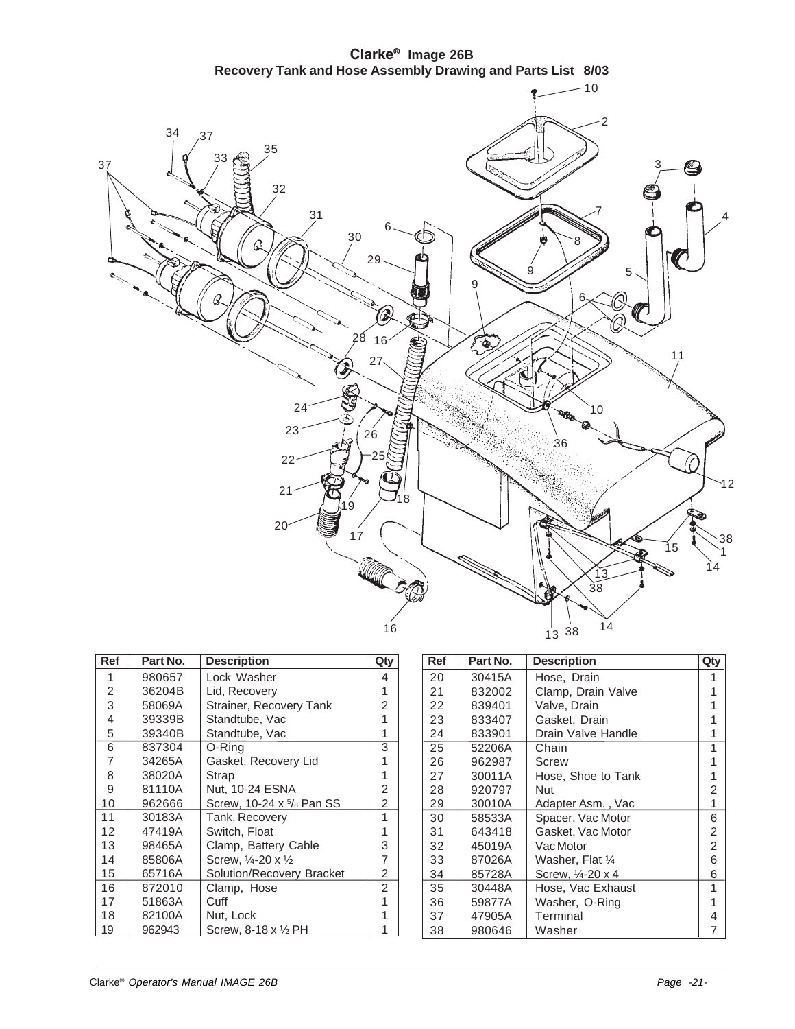# Clarke® Image 26B

## Recovery Tank and Hose Assembly Drawing and Parts List 8/03

| Ref | Part No. | Description | Qty |
|---|---|---|---|
| 1 | 980657 | Lock Washer | 4 |
| 2 | 36204B | Lid, Recovery | 1 |
| 3 | 58069A | Strainer, Recovery Tank | 2 |
| 4 | 39339B | Standtube, Vac | 1 |
| 5 | 39340B | Standtube, Vac | 1 |
| 6 | 837304 | O-Ring | 3 |
| 7 | 34265A | Gasket, Recovery Lid | 1 |
| 8 | 38020A | Strap | 1 |
| 9 | 81110A | Nut, 10-24 ESNA | 2 |
| 10 | 962666 | Screw, 10-24 x 5/8 Pan SS | 2 |
| 11 | 30183A | Tank, Recovery | 1 |
| 12 | 47419A | Switch, Float | 1 |
| 13 | 98465A | Clamp, Battery Cable | 3 |
| 14 | 85806A | Screw, ¼-20 x ½ | 7 |
| 15 | 65716A | Solution/Recovery Bracket | 2 |
| 16 | 872010 | Clamp, Hose | 2 |
| 17 | 51863A | Cuff | 1 |
| 18 | 82100A | Nut, Lock | 1 |
| 19 | 962943 | Screw, 8-18 x ½ PH | 1 |

| Ref | Part No. | Description | Qty |
|---|---|---|---|
| 20 | 30415A | Hose, Drain | 1 |
| 21 | 832002 | Clamp, Drain Valve | 1 |
| 22 | 839401 | Valve, Drain | 1 |
| 23 | 833407 | Gasket, Drain | 1 |
| 24 | 833901 | Drain Valve Handle | 1 |
| 25 | 52206A | Chain | 1 |
| 26 | 962987 | Screw | 1 |
| 27 | 30011A | Hose, Shoe to Tank | 1 |
| 28 | 920797 | Nut | 2 |
| 29 | 30010A | Adapter Asm., Vac | 1 |
| 30 | 58533A | Spacer, Vac Motor | 6 |
| 31 | 643418 | Gasket, Vac Motor | 2 |
| 32 | 45019A | Vac Motor | 2 |
| 33 | 87026A | Washer, Flat ¼ | 6 |
| 34 | 85728A | Screw, ¼-20 x 4 | 6 |
| 35 | 30448A | Hose, Vac Exhaust | 1 |
| 36 | 59877A | Washer, O-Ring | 1 |
| 37 | 47905A | Terminal | 4 |
| 38 | 980646 | Washer | 7 |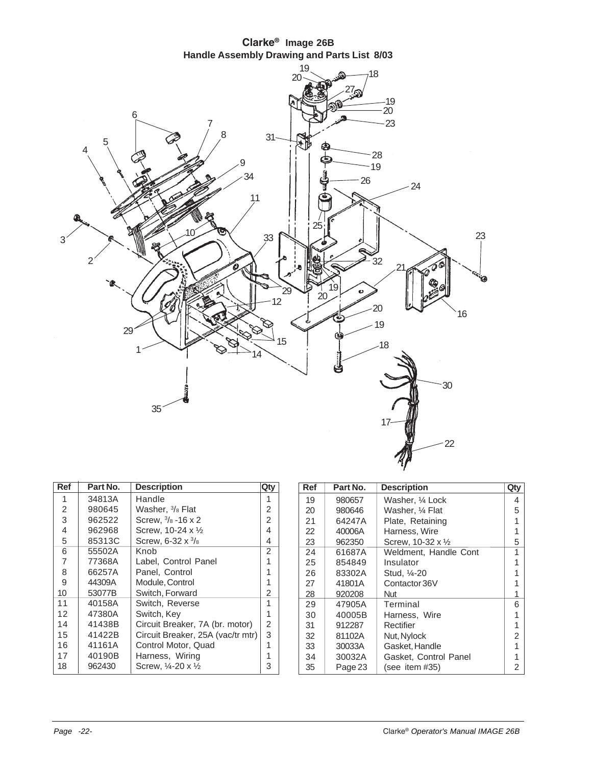# Clarke® Image 26B
## Handle Assembly Drawing and Parts List 8/03

| Ref | Part No. | Description | Qty |
|---|---|---|---|
| 1 | 34813A | Handle | 1 |
| 2 | 980645 | Washer, 3/8 Flat | 2 |
| 3 | 962522 | Screw, 3/8 -16 x 2 | 2 |
| 4 | 962968 | Screw, 10-24 x ½ | 4 |
| 5 | 85313C | Screw, 6-32 x 3/8 | 4 |
| 6 | 55502A | Knob | 2 |
| 7 | 77368A | Label, Control Panel | 1 |
| 8 | 66257A | Panel, Control | 1 |
| 9 | 44309A | Module, Control | 1 |
| 10 | 53077B | Switch, Forward | 2 |
| 11 | 40158A | Switch, Reverse | 1 |
| 12 | 47380A | Switch, Key | 1 |
| 14 | 41438B | Circuit Breaker, 7A (br. motor) | 2 |
| 15 | 41422B | Circuit Breaker, 25A (vac/tr mtr) | 3 |
| 16 | 41161A | Control Motor, Quad | 1 |
| 17 | 40190B | Harness, Wiring | 1 |
| 18 | 962430 | Screw, ¼-20 x ½ | 3 |

| Ref | Part No. | Description | Qty |
|---|---|---|---|
| 19 | 980657 | Washer, ¼ Lock | 4 |
| 20 | 980646 | Washer, ¼ Flat | 5 |
| 21 | 64247A | Plate, Retaining | 1 |
| 22 | 40006A | Harness, Wire | 1 |
| 23 | 962350 | Screw, 10-32 x ½ | 5 |
| 24 | 61687A | Weldment, Handle Cont | 1 |
| 25 | 854849 | Insulator | 1 |
| 26 | 83302A | Stud, ¼-20 | 1 |
| 27 | 41801A | Contactor 36V | 1 |
| 28 | 920208 | Nut | 1 |
| 29 | 47905A | Terminal | 6 |
| 30 | 40005B | Harness, Wire | 1 |
| 31 | 912287 | Rectifier | 1 |
| 32 | 81102A | Nut, Nylock | 2 |
| 33 | 30033A | Gasket, Handle | 1 |
| 34 | 30032A | Gasket, Control Panel | 1 |
| 35 | Page 23 | (see item #35) | 2 |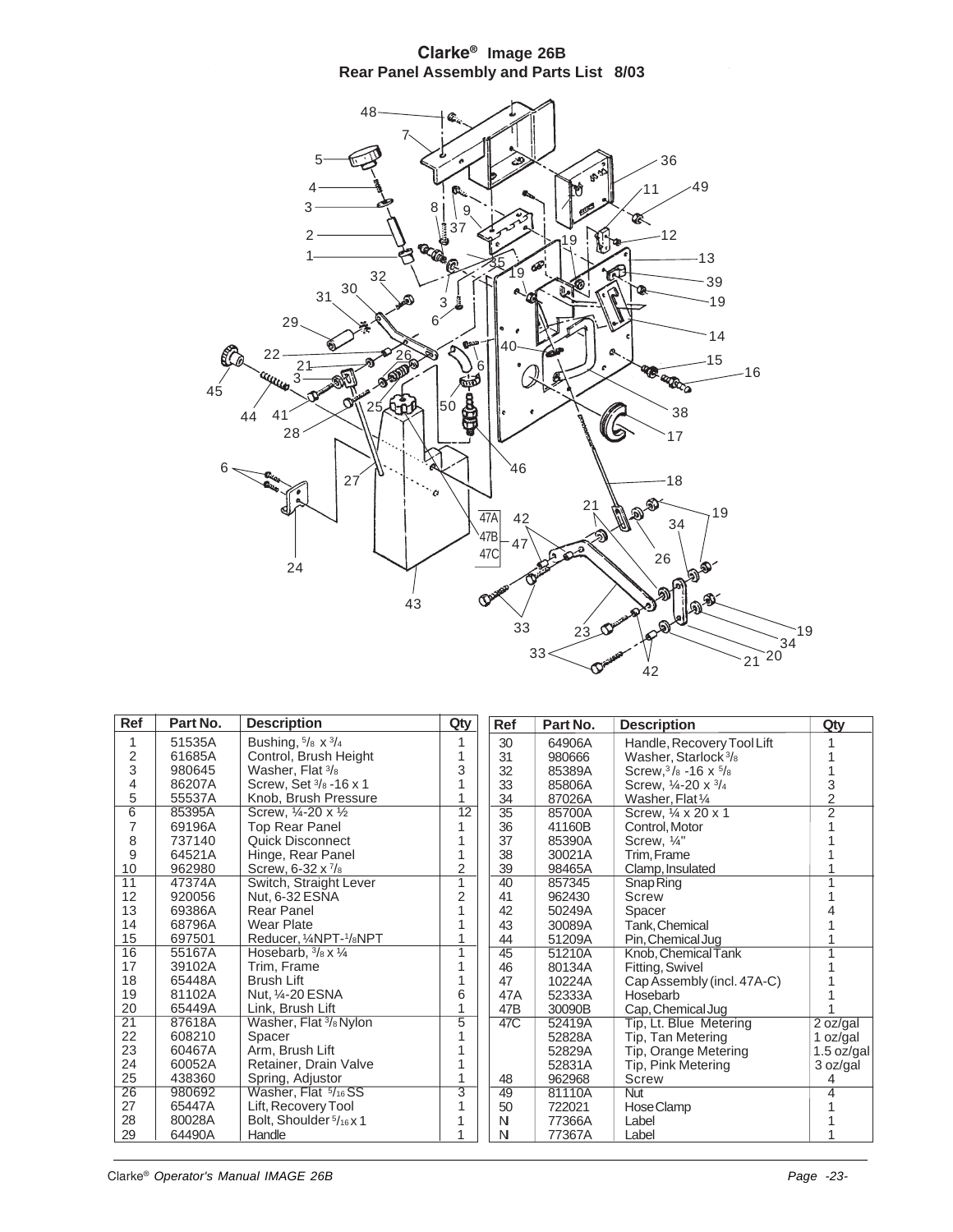# Clarke® Image 26B
## Rear Panel Assembly and Parts List 8/03

48
7
5
4
3
2
1
8
9
37
35
36
11
49
12
19
13
39
19
32
31
30
3
6
29
22
26
21
3
45
44
41
28
25
50
6
40
14
15
16
38
17
46
6
27
24
43
47A
47B
47C
42
47
21
18
19
34
26
33
23
33
42
19
34
20
21

| Ref | Part No. | Description | Qty | Ref | Part No. | Description | Qty |
|---|---|---|---|---|---|---|---|
| 1 | 51535A | Bushing, 5/8 x 3/4 | 1 | 30 | 64906A | Handle, Recovery Tool Lift | 1 |
| 2 | 61685A | Control, Brush Height | 1 | 31 | 980666 | Washer, Starlock 3/8 | 1 |
| 3 | 980645 | Washer, Flat 3/8 | 3 | 32 | 85389A | Screw, 3/8 -16 x 5/8 | 1 |
| 4 | 86207A | Screw, Set 3/8 -16 x 1 | 1 | 33 | 85806A | Screw, ¼-20 x 3/4 | 3 |
| 5 | 55537A | Knob, Brush Pressure | 1 | 34 | 87026A | Washer, Flat ¼ | 2 |
| 6 | 85395A | Screw, ¼-20 x ½ | 12 | 35 | 85700A | Screw, ¼ x 20 x 1 | 2 |
| 7 | 69196A | Top Rear Panel | 1 | 36 | 41160B | Control, Motor | 1 |
| 8 | 737140 | Quick Disconnect | 1 | 37 | 85390A | Screw, ¼" | 1 |
| 9 | 64521A | Hinge, Rear Panel | 1 | 38 | 30021A | Trim, Frame | 1 |
| 10 | 962980 | Screw, 6-32 x 7/8 | 2 | 39 | 98465A | Clamp, Insulated | 1 |
| 11 | 47374A | Switch, Straight Lever | 1 | 40 | 857345 | Snap Ring | 1 |
| 12 | 920056 | Nut, 6-32 ESNA | 2 | 41 | 962430 | Screw | 1 |
| 13 | 69386A | Rear Panel | 1 | 42 | 50249A | Spacer | 4 |
| 14 | 68796A | Wear Plate | 1 | 43 | 30089A | Tank, Chemical | 1 |
| 15 | 697501 | Reducer, ¼NPT-1/8NPT | 1 | 44 | 51209A | Pin, Chemical Jug | 1 |
| 16 | 55167A | Hosebarb, 3/8 x ¼ | 1 | 45 | 51210A | Knob, Chemical Tank | 1 |
| 17 | 39102A | Trim, Frame | 1 | 46 | 80134A | Fitting, Swivel | 1 |
| 18 | 65448A | Brush Lift | 1 | 47 | 10224A | Cap Assembly (incl. 47A-C) | 1 |
| 19 | 81102A | Nut, ¼-20 ESNA | 6 | 47A | 52333A | Hosebarb | 1 |
| 20 | 65449A | Link, Brush Lift | 1 | 47B | 30090B | Cap, Chemical Jug | 1 |
| 21 | 87618A | Washer, Flat 3/8 Nylon | 5 | 47C | 52419A | Tip, Lt. Blue Metering | 2 oz/gal |
| 22 | 608210 | Spacer | 1 | | 52828A | Tip, Tan Metering | 1 oz/gal |
| 23 | 60467A | Arm, Brush Lift | 1 | | 52829A | Tip, Orange Metering | 1.5 oz/gal |
| 24 | 60052A | Retainer, Drain Valve | 1 | | 52831A | Tip, Pink Metering | 3 oz/gal |
| 25 | 438360 | Spring, Adjustor | 1 | 48 | 962968 | Screw | 4 |
| 26 | 980692 | Washer, Flat 5/16 SS | 3 | 49 | 81110A | Nut | 4 |
| 27 | 65447A | Lift, Recovery Tool | 1 | 50 | 722021 | Hose Clamp | 1 |
| 28 | 80028A | Bolt, Shoulder 5/16 x 1 | 1 | N | 77366A | Label | 1 |
| 29 | 64490A | Handle | 1 | N | 77367A | Label | 1 |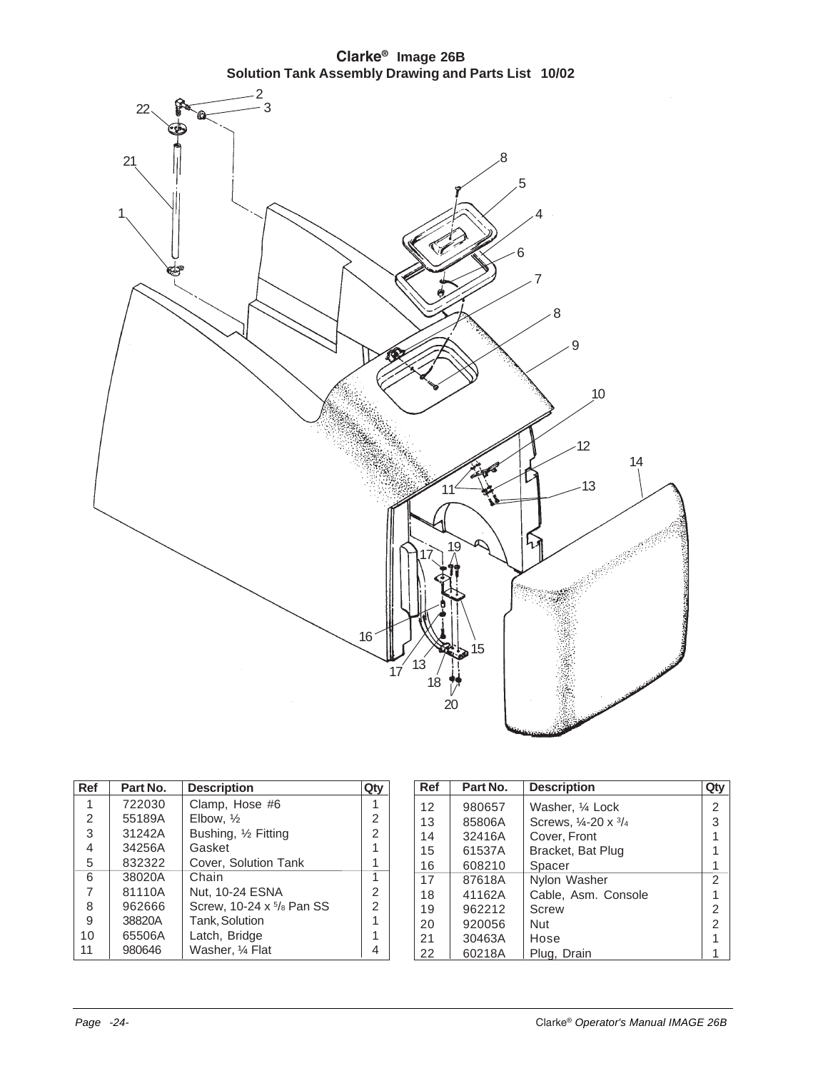# Clarke® Image 26B

## Solution Tank Assembly Drawing and Parts List 10/02

2
3
22
21
1
8
5
4
6
7
8
9
10
12
14
11
13
19
17
16
15
17
13
18
20

| Ref | Part No. | Description | Qty |
|---|---|---|---|
| 1 | 722030 | Clamp, Hose #6 | 1 |
| 2 | 55189A | Elbow, ½ | 2 |
| 3 | 31242A | Bushing, ½ Fitting | 2 |
| 4 | 34256A | Gasket | 1 |
| 5 | 832322 | Cover, Solution Tank | 1 |
| 6 | 38020A | Chain | 1 |
| 7 | 81110A | Nut, 10-24 ESNA | 2 |
| 8 | 962666 | Screw, 10-24 x ⁵/₈ Pan SS | 2 |
| 9 | 38820A | Tank, Solution | 1 |
| 10 | 65506A | Latch, Bridge | 1 |
| 11 | 980646 | Washer, ¼ Flat | 4 |

| Ref | Part No. | Description | Qty |
|---|---|---|---|
| 12 | 980657 | Washer, ¼ Lock | 2 |
| 13 | 85806A | Screws, ¼-20 x ³/₄ | 3 |
| 14 | 32416A | Cover, Front | 1 |
| 15 | 61537A | Bracket, Bat Plug | 1 |
| 16 | 608210 | Spacer | 1 |
| 17 | 87618A | Nylon Washer | 2 |
| 18 | 41162A | Cable, Asm. Console | 1 |
| 19 | 962212 | Screw | 2 |
| 20 | 920056 | Nut | 2 |
| 21 | 30463A | Hose | 1 |
| 22 | 60218A | Plug, Drain | 1 |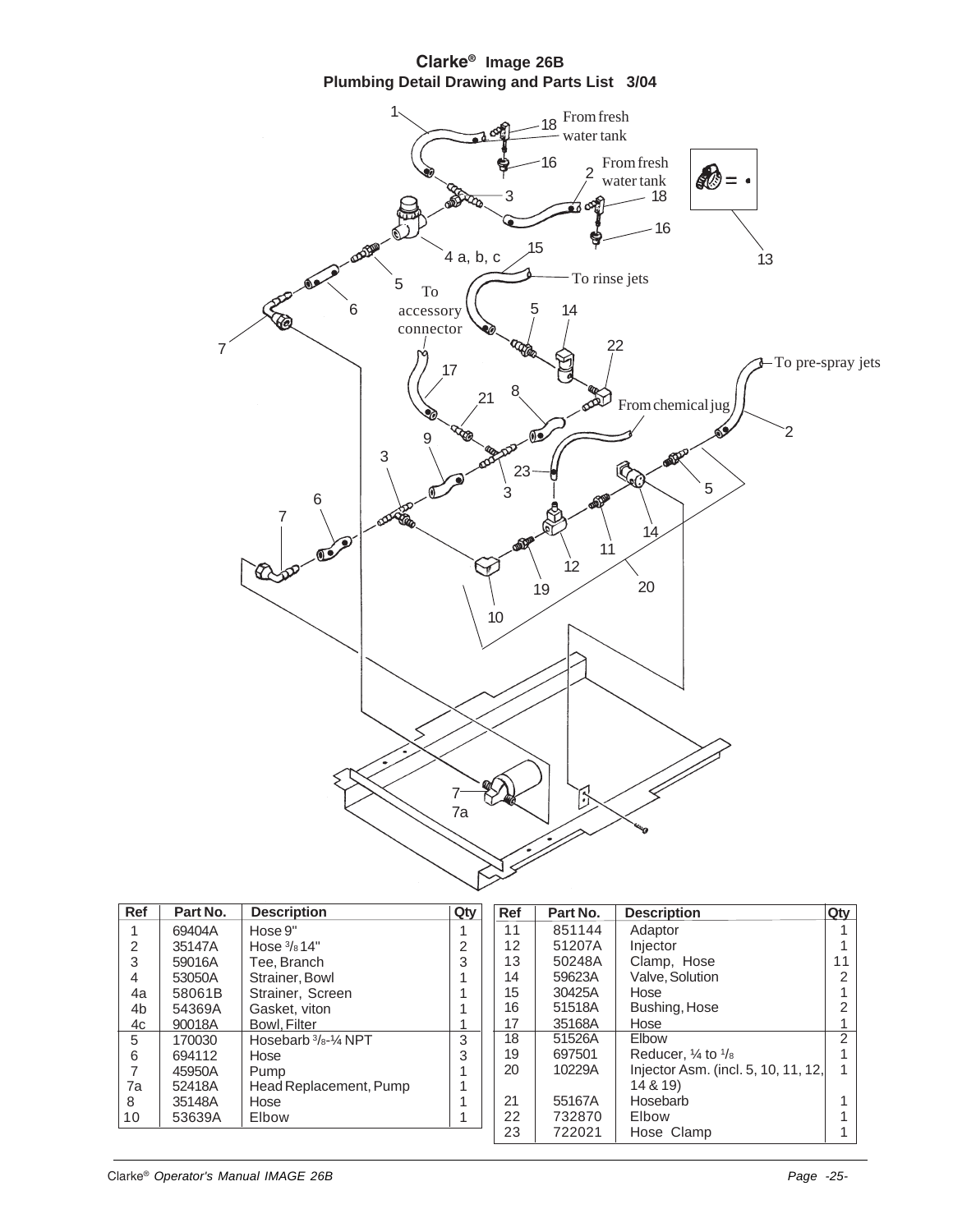# Clarke® Image 26B
## Plumbing Detail Drawing and Parts List 3/04

| Ref | Part No. | Description | Qty |
|---|---|---|---|
| 1 | 69404A | Hose 9" | 1 |
| 2 | 35147A | Hose $^{3}/_{8}$ 14" | 2 |
| 3 | 59016A | Tee, Branch | 3 |
| 4 | 53050A | Strainer, Bowl | 1 |
| 4a | 58061B | Strainer, Screen | 1 |
| 4b | 54369A | Gasket, viton | 1 |
| 4c | 90018A | Bowl, Filter | 1 |
| 5 | 170030 | Hosebarb $^{3}/_{8}$-¼ NPT | 3 |
| 6 | 694112 | Hose | 3 |
| 7 | 45950A | Pump | 1 |
| 7a | 52418A | Head Replacement, Pump | 1 |
| 8 | 35148A | Hose | 1 |
| 10 | 53639A | Elbow | 1 |

| Ref | Part No. | Description | Qty |
|---|---|---|---|
| 11 | 851144 | Adaptor | 1 |
| 12 | 51207A | Injector | 1 |
| 13 | 50248A | Clamp, Hose | 11 |
| 14 | 59623A | Valve, Solution | 2 |
| 15 | 30425A | Hose | 1 |
| 16 | 51518A | Bushing, Hose | 2 |
| 17 | 35168A | Hose | 1 |
| 18 | 51526A | Elbow | 2 |
| 19 | 697501 | Reducer, ¼ to $^{1}/_{8}$ | 1 |
| 20 | 10229A | Injector Asm. (incl. 5, 10, 11, 12, 14 & 19) | 1 |
| 21 | 55167A | Hosebarb | 1 |
| 22 | 732870 | Elbow | 1 |
| 23 | 722021 | Hose Clamp | 1 |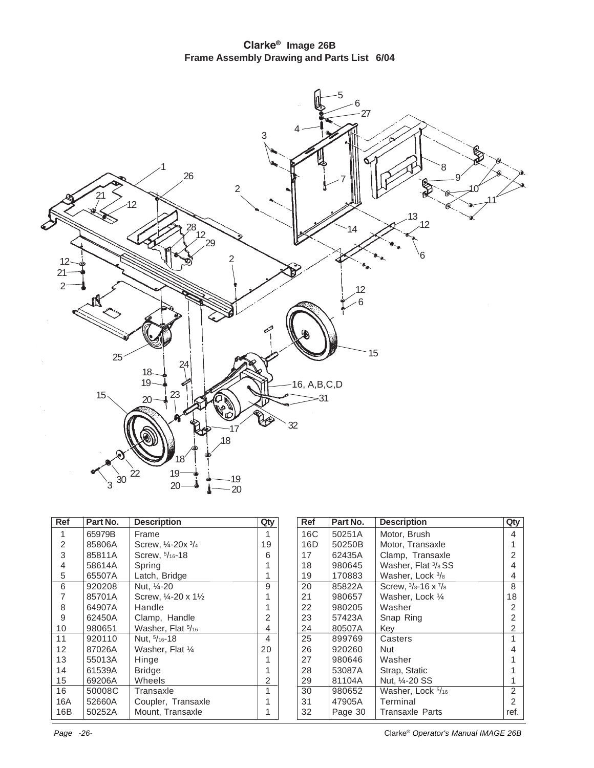**Clarke® Image 26B**
**Frame Assembly Drawing and Parts List 6/04**

| Ref | Part No. | Description | Qty |
|---|---|---|---|
| 1 | 65979B | Frame | 1 |
| 2 | 85806A | Screw, ¼-20x ¾ | 19 |
| 3 | 85811A | Screw, 5/16-18 | 6 |
| 4 | 58614A | Spring | 1 |
| 5 | 65507A | Latch, Bridge | 1 |
| 6 | 920208 | Nut, ¼-20 | 9 |
| 7 | 85701A | Screw, ¼-20 x 1½ | 1 |
| 8 | 64907A | Handle | 1 |
| 9 | 62450A | Clamp, Handle | 2 |
| 10 | 980651 | Washer, Flat 5/16 | 4 |
| 11 | 920110 | Nut, 5/16-18 | 4 |
| 12 | 87026A | Washer, Flat ¼ | 20 |
| 13 | 55013A | Hinge | 1 |
| 14 | 61539A | Bridge | 1 |
| 15 | 69206A | Wheels | 2 |
| 16 | 50008C | Transaxle | 1 |
| 16A | 52660A | Coupler, Transaxle | 1 |
| 16B | 50252A | Mount, Transaxle | 1 |
| 16C | 50251A | Motor, Brush | 4 |
| 16D | 50250B | Motor, Transaxle | 1 |
| 17 | 62435A | Clamp, Transaxle | 2 |
| 18 | 980645 | Washer, Flat ⅜ SS | 4 |
| 19 | 170883 | Washer, Lock ⅜ | 4 |
| 20 | 85822A | Screw, ⅜-16 x ⅞ | 8 |
| 21 | 980657 | Washer, Lock ¼ | 18 |
| 22 | 980205 | Washer | 2 |
| 23 | 57423A | Snap Ring | 2 |
| 24 | 80507A | Key | 2 |
| 25 | 899769 | Casters | 1 |
| 26 | 920260 | Nut | 4 |
| 27 | 980646 | Washer | 1 |
| 28 | 53087A | Strap, Static | 1 |
| 29 | 81104A | Nut, ¼-20 SS | 1 |
| 30 | 980652 | Washer, Lock 5/16 | 2 |
| 31 | 47905A | Terminal | 2 |
| 32 | Page 30 | Transaxle Parts | ref. |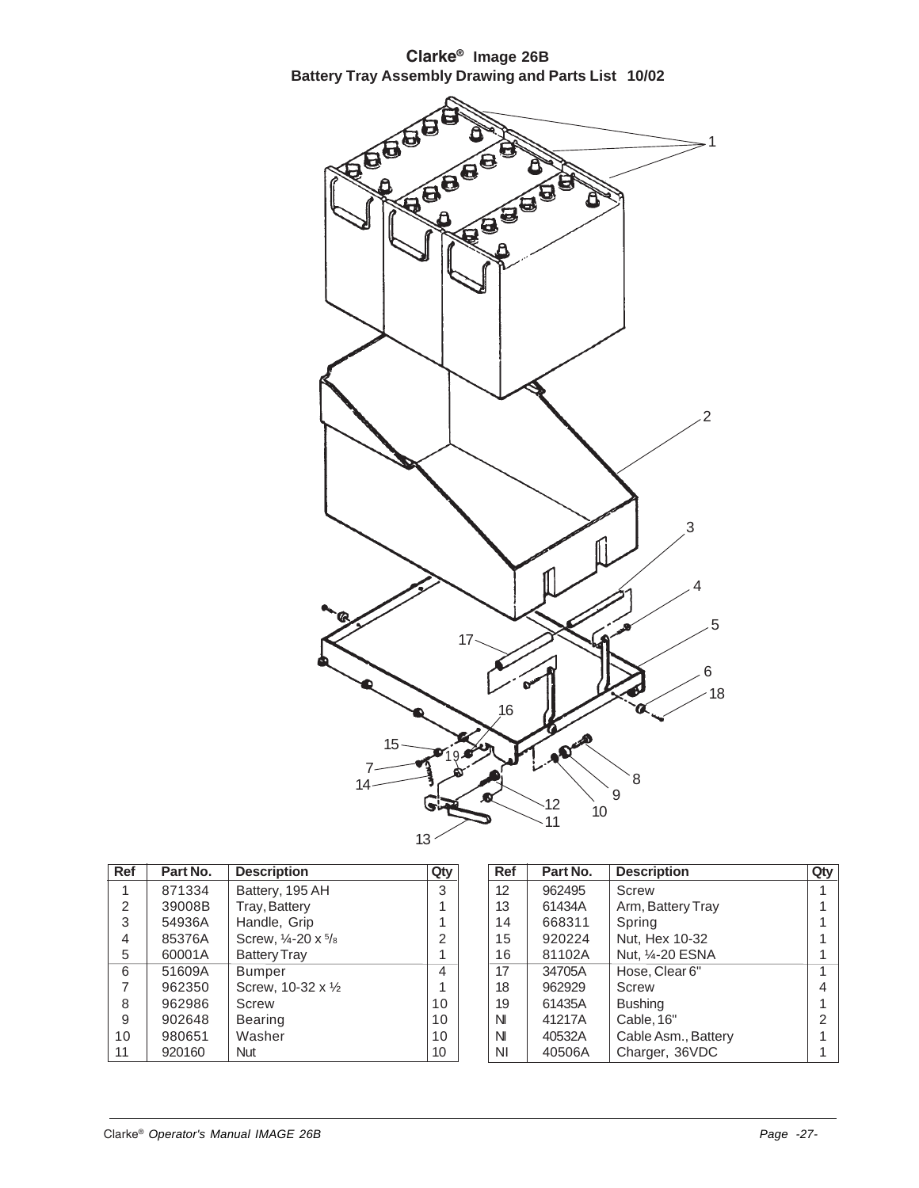# Clarke® Image 26B
## Battery Tray Assembly Drawing and Parts List 10/02

| Ref | Part No. | Description | Qty |
|---|---|---|---|
| 1 | 871334 | Battery, 195 AH | 3 |
| 2 | 39008B | Tray, Battery | 1 |
| 3 | 54936A | Handle, Grip | 1 |
| 4 | 85376A | Screw, ¼-20 x 5/8 | 2 |
| 5 | 60001A | Battery Tray | 1 |
| 6 | 51609A | Bumper | 4 |
| 7 | 962350 | Screw, 10-32 x ½ | 1 |
| 8 | 962986 | Screw | 10 |
| 9 | 902648 | Bearing | 10 |
| 10 | 980651 | Washer | 10 |
| 11 | 920160 | Nut | 10 |

| Ref | Part No. | Description | Qty |
|---|---|---|---|
| 12 | 962495 | Screw | 1 |
| 13 | 61434A | Arm, Battery Tray | 1 |
| 14 | 668311 | Spring | 1 |
| 15 | 920224 | Nut, Hex 10-32 | 1 |
| 16 | 81102A | Nut, ¼-20 ESNA | 1 |
| 17 | 34705A | Hose, Clear 6" | 1 |
| 18 | 962929 | Screw | 4 |
| 19 | 61435A | Bushing | 1 |
| NI | 41217A | Cable, 16" | 2 |
| NI | 40532A | Cable Asm., Battery | 1 |
| NI | 40506A | Charger, 36VDC | 1 |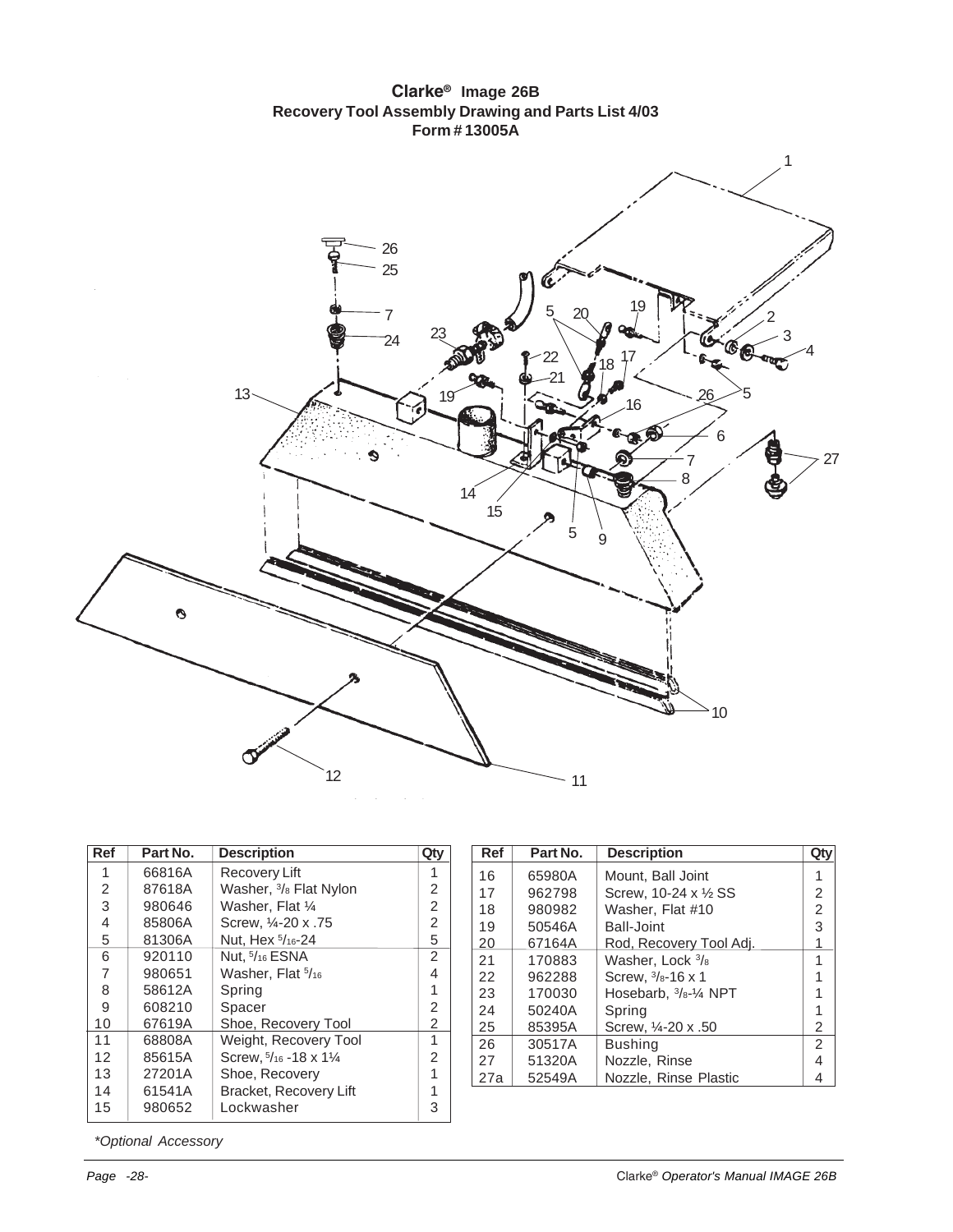**Clarke® Image 26B**
**Recovery Tool Assembly Drawing and Parts List 4/03**
**Form # 13005A**

| Ref | Part No. | Description | Qty |
|---|---|---|---|
| 1 | 66816A | Recovery Lift | 1 |
| 2 | 87618A | Washer, 3/8 Flat Nylon | 2 |
| 3 | 980646 | Washer, Flat ¼ | 2 |
| 4 | 85806A | Screw, ¼-20 x .75 | 2 |
| 5 | 81306A | Nut, Hex 5/16-24 | 5 |
| 6 | 920110 | Nut, 5/16 ESNA | 2 |
| 7 | 980651 | Washer, Flat 5/16 | 4 |
| 8 | 58612A | Spring | 1 |
| 9 | 608210 | Spacer | 2 |
| 10 | 67619A | Shoe, Recovery Tool | 2 |
| 11 | 68808A | Weight, Recovery Tool | 1 |
| 12 | 85615A | Screw, 5/16 -18 x 1¼ | 2 |
| 13 | 27201A | Shoe, Recovery | 1 |
| 14 | 61541A | Bracket, Recovery Lift | 1 |
| 15 | 980652 | Lockwasher | 3 |

| Ref | Part No. | Description | Qty |
|---|---|---|---|
| 16 | 65980A | Mount, Ball Joint | 1 |
| 17 | 962798 | Screw, 10-24 x ½ SS | 2 |
| 18 | 980982 | Washer, Flat #10 | 2 |
| 19 | 50546A | Ball-Joint | 3 |
| 20 | 67164A | Rod, Recovery Tool Adj. | 1 |
| 21 | 170883 | Washer, Lock 3/8 | 1 |
| 22 | 962288 | Screw, 3/8-16 x 1 | 1 |
| 23 | 170030 | Hosebarb, 3/8-¼ NPT | 1 |
| 24 | 50240A | Spring | 1 |
| 25 | 85395A | Screw, ¼-20 x .50 | 2 |
| 26 | 30517A | Bushing | 2 |
| 27 | 51320A | Nozzle, Rinse | 4 |
| 27a | 52549A | Nozzle, Rinse Plastic | 4 |

*\*Optional Accessory*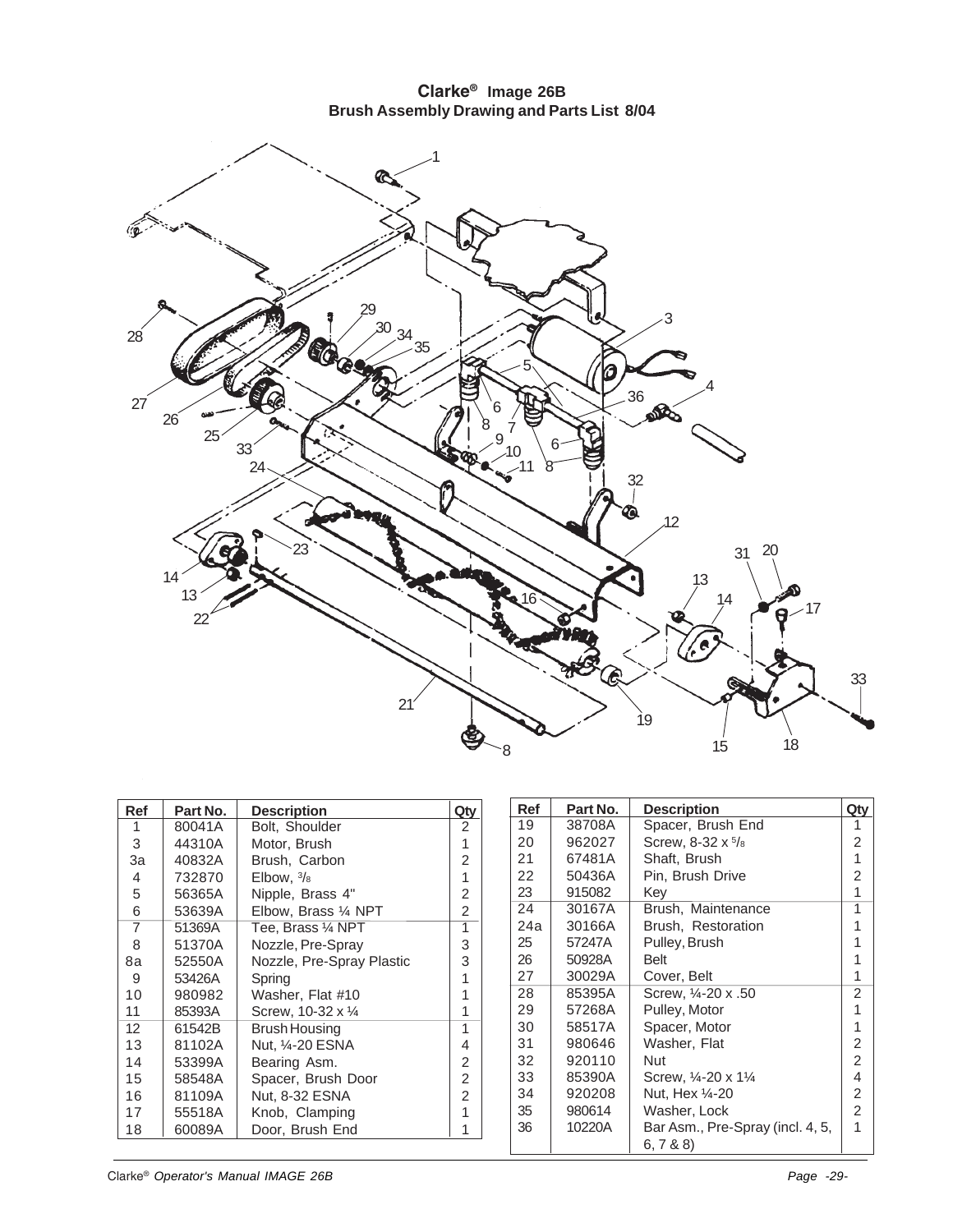# Clarke® Image 26B

## Brush Assembly Drawing and Parts List 8/04

1
3
4
5
6
7
8
9
10
11
12
13
14
15
16
17
18
19
20
21
22
23
24
25
26
27
28
29
30
31
32
33
34
35
36

| Ref | Part No. | Description | Qty |
|---|---|---|---|
| 1 | 80041A | Bolt, Shoulder | 2 |
| 3 | 44310A | Motor, Brush | 1 |
| 3a | 40832A | Brush, Carbon | 2 |
| 4 | 732870 | Elbow, 3/8 | 1 |
| 5 | 56365A | Nipple, Brass 4" | 2 |
| 6 | 53639A | Elbow, Brass ¼ NPT | 2 |
| 7 | 51369A | Tee, Brass ¼ NPT | 1 |
| 8 | 51370A | Nozzle, Pre-Spray | 3 |
| 8a | 52550A | Nozzle, Pre-Spray Plastic | 3 |
| 9 | 53426A | Spring | 1 |
| 10 | 980982 | Washer, Flat #10 | 1 |
| 11 | 85393A | Screw, 10-32 x ¼ | 1 |
| 12 | 61542B | Brush Housing | 1 |
| 13 | 81102A | Nut, ¼-20 ESNA | 4 |
| 14 | 53399A | Bearing Asm. | 2 |
| 15 | 58548A | Spacer, Brush Door | 2 |
| 16 | 81109A | Nut, 8-32 ESNA | 2 |
| 17 | 55518A | Knob, Clamping | 1 |
| 18 | 60089A | Door, Brush End | 1 |
| 19 | 38708A | Spacer, Brush End | 1 |
| 20 | 962027 | Screw, 8-32 x 5/8 | 2 |
| 21 | 67481A | Shaft, Brush | 1 |
| 22 | 50436A | Pin, Brush Drive | 2 |
| 23 | 915082 | Key | 1 |
| 24 | 30167A | Brush, Maintenance | 1 |
| 24a | 30166A | Brush, Restoration | 1 |
| 25 | 57247A | Pulley, Brush | 1 |
| 26 | 50928A | Belt | 1 |
| 27 | 30029A | Cover, Belt | 1 |
| 28 | 85395A | Screw, ¼-20 x .50 | 2 |
| 29 | 57268A | Pulley, Motor | 1 |
| 30 | 58517A | Spacer, Motor | 1 |
| 31 | 980646 | Washer, Flat | 2 |
| 32 | 920110 | Nut | 2 |
| 33 | 85390A | Screw, ¼-20 x 1¼ | 4 |
| 34 | 920208 | Nut, Hex ¼-20 | 2 |
| 35 | 980614 | Washer, Lock | 2 |
| 36 | 10220A | Bar Asm., Pre-Spray (incl. 4, 5, 6, 7 & 8) | 1 |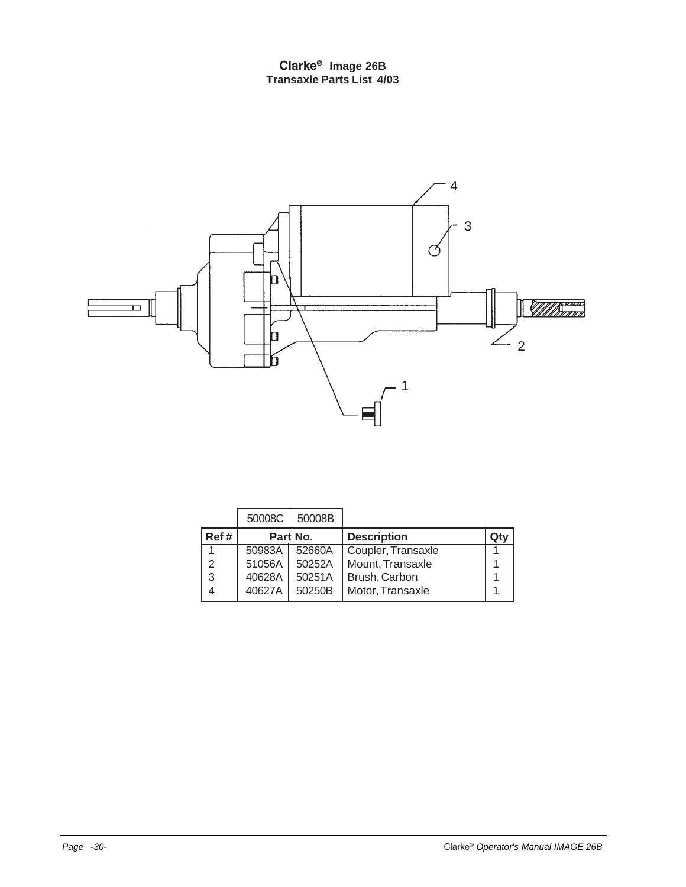**Clarke® Image 26B**
**Transaxle Parts List 4/03**

4

3

2

1

| | 50008C | 50008B | | |
|---|---|---|---|---|
| **Ref #** | **Part No.** | | **Description** | **Qty** |
| 1 | 50983A | 52660A | Coupler, Transaxle | 1 |
| 2 | 51056A | 50252A | Mount, Transaxle | 1 |
| 3 | 40628A | 50251A | Brush, Carbon | 1 |
| 4 | 40627A | 50250B | Motor, Transaxle | 1 |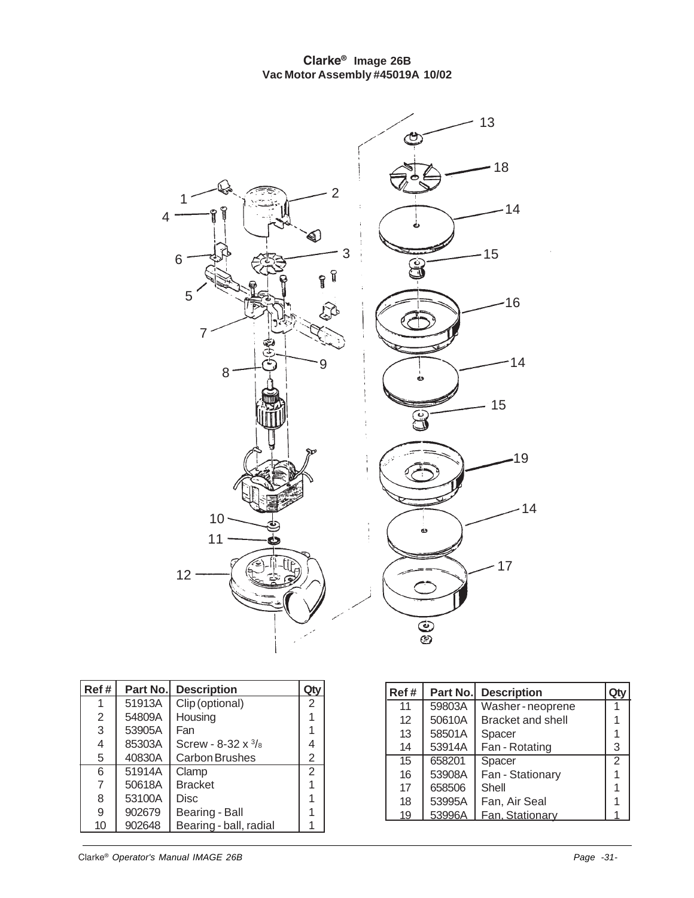**Clarke® Image 26B**
**Vac Motor Assembly #45019A 10/02**

13
18
1
2
14
4
3
15
6
5
16
7
9
14
8
15
19
14
10
11
17
12

| Ref # | Part No. | Description | Qty |
|---|---|---|---|
| 1 | 51913A | Clip (optional) | 2 |
| 2 | 54809A | Housing | 1 |
| 3 | 53905A | Fan | 1 |
| 4 | 85303A | Screw - 8-32 x 3/8 | 4 |
| 5 | 40830A | Carbon Brushes | 2 |
| 6 | 51914A | Clamp | 2 |
| 7 | 50618A | Bracket | 1 |
| 8 | 53100A | Disc | 1 |
| 9 | 902679 | Bearing - Ball | 1 |
| 10 | 902648 | Bearing - ball, radial | 1 |
| 11 | 59803A | Washer - neoprene | 1 |
| 12 | 50610A | Bracket and shell | 1 |
| 13 | 58501A | Spacer | 1 |
| 14 | 53914A | Fan - Rotating | 3 |
| 15 | 658201 | Spacer | 2 |
| 16 | 53908A | Fan - Stationary | 1 |
| 17 | 658506 | Shell | 1 |
| 18 | 53995A | Fan, Air Seal | 1 |
| 19 | 53996A | Fan, Stationary | 1 |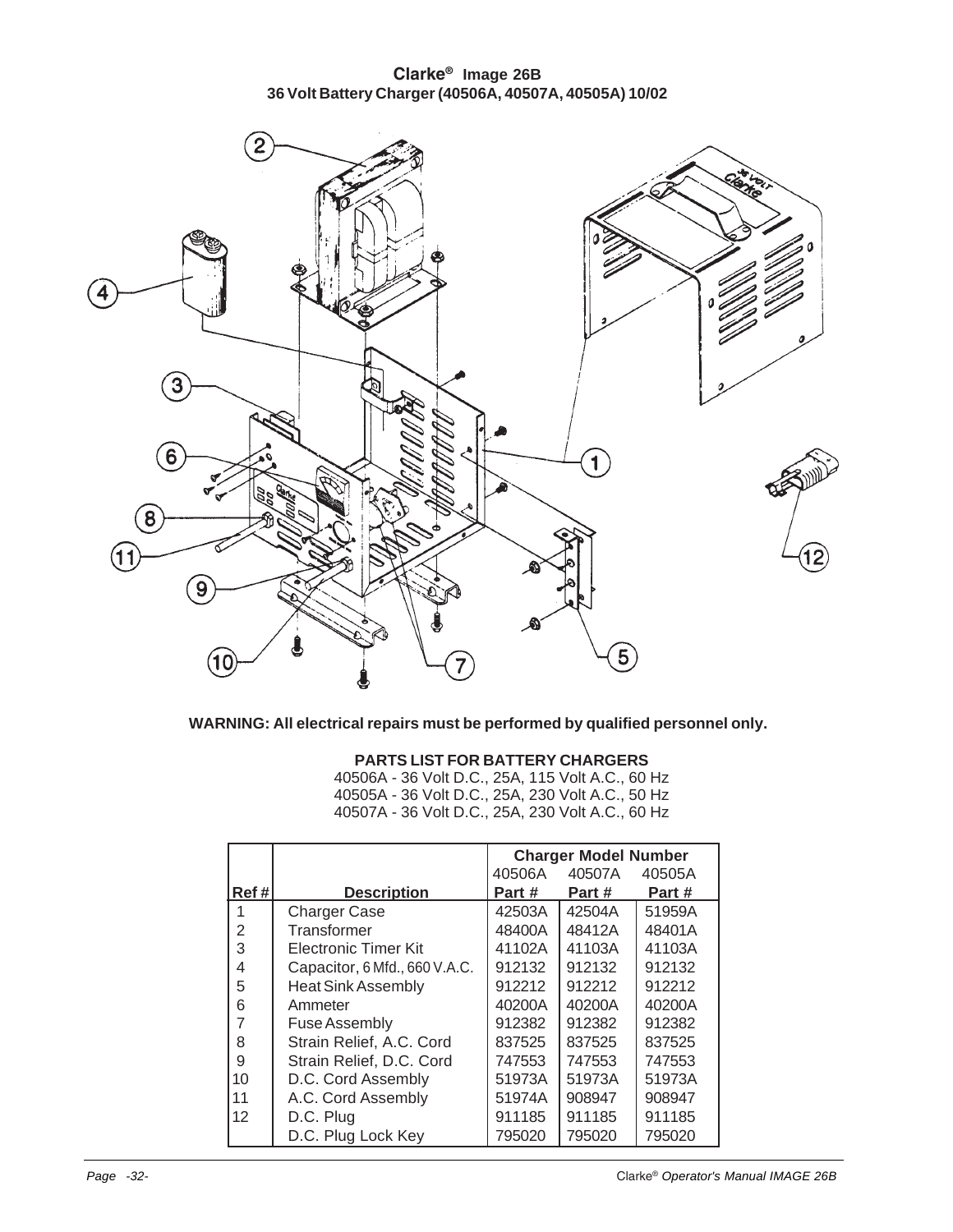**Clarke® Image 26B**
**36 Volt Battery Charger (40506A, 40507A, 40505A) 10/02**

**WARNING: All electrical repairs must be performed by qualified personnel only.**

**PARTS LIST FOR BATTERY CHARGERS**
40506A - 36 Volt D.C., 25A, 115 Volt A.C., 60 Hz
40505A - 36 Volt D.C., 25A, 230 Volt A.C., 50 Hz
40507A - 36 Volt D.C., 25A, 230 Volt A.C., 60 Hz

| | | Charger Model Number | | |
|---|---|---|---|---|
| | | 40506A | 40507A | 40505A |
| Ref # | Description | Part # | Part # | Part # |
| 1 | Charger Case | 42503A | 42504A | 51959A |
| 2 | Transformer | 48400A | 48412A | 48401A |
| 3 | Electronic Timer Kit | 41102A | 41103A | 41103A |
| 4 | Capacitor, 6 Mfd., 660 V.A.C. | 912132 | 912132 | 912132 |
| 5 | Heat Sink Assembly | 912212 | 912212 | 912212 |
| 6 | Ammeter | 40200A | 40200A | 40200A |
| 7 | Fuse Assembly | 912382 | 912382 | 912382 |
| 8 | Strain Relief, A.C. Cord | 837525 | 837525 | 837525 |
| 9 | Strain Relief, D.C. Cord | 747553 | 747553 | 747553 |
| 10 | D.C. Cord Assembly | 51973A | 51973A | 51973A |
| 11 | A.C. Cord Assembly | 51974A | 908947 | 908947 |
| 12 | D.C. Plug | 911185 | 911185 | 911185 |
| | D.C. Plug Lock Key | 795020 | 795020 | 795020 |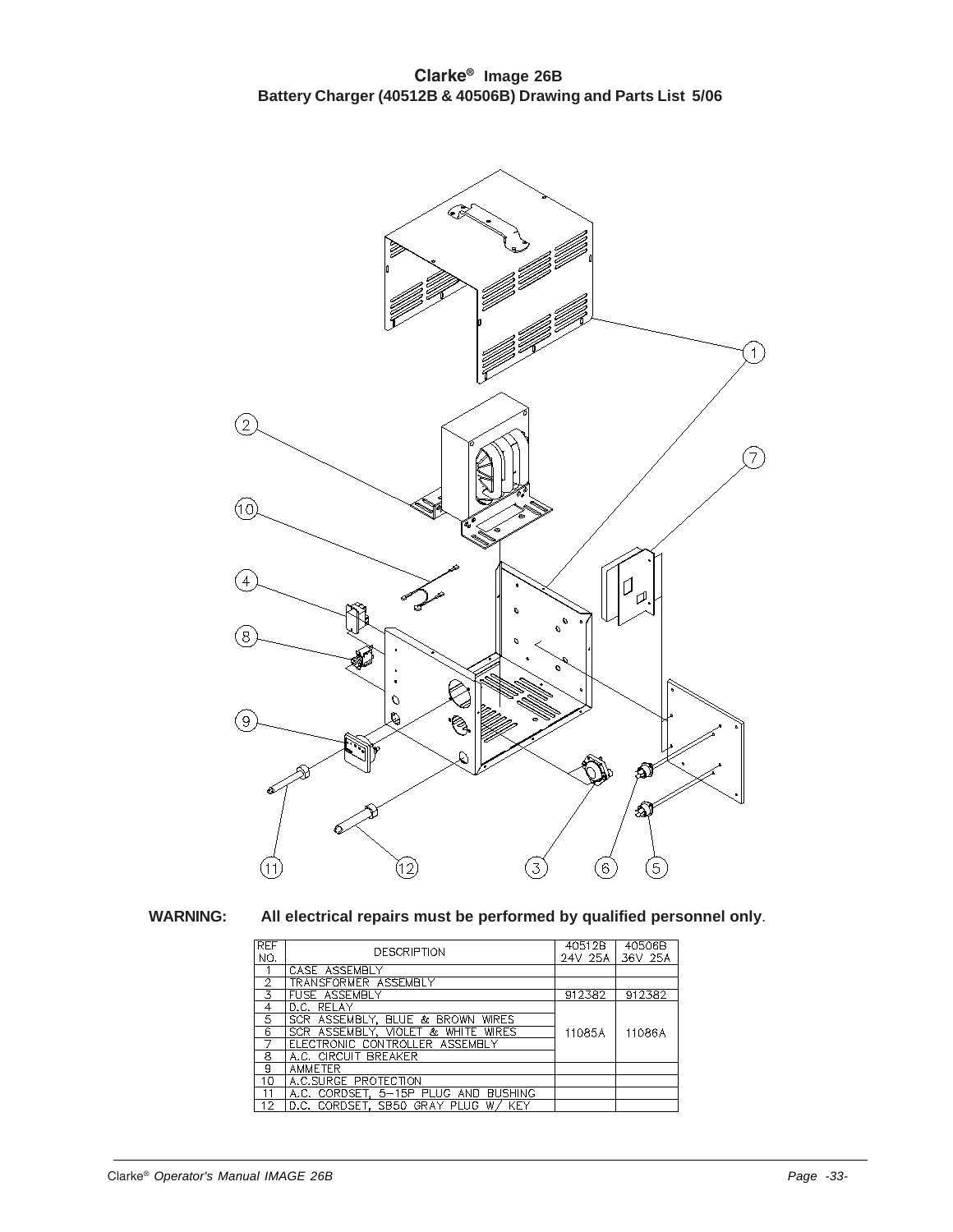# Clarke® Image 26B

## Battery Charger (40512B & 40506B) Drawing and Parts List 5/06

**WARNING:** **All electrical repairs must be performed by qualified personnel only**.

| REF NO. | DESCRIPTION | 40512B 24V 25A | 40506B 36V 25A |
|---|---|---|---|
| 1 | CASE ASSEMBLY | | |
| 2 | TRANSFORMER ASSEMBLY | | |
| 3 | FUSE ASSEMBLY | 912382 | 912382 |
| 4 | D.C. RELAY | | |
| 5 | SCR ASSEMBLY, BLUE & BROWN WIRES | | |
| 6 | SCR ASSEMBLY, VIOLET & WHITE WIRES | 11085A | 11086A |
| 7 | ELECTRONIC CONTROLLER ASSEMBLY | | |
| 8 | A.C. CIRCUIT BREAKER | | |
| 9 | AMMETER | | |
| 10 | A.C.SURGE PROTECTION | | |
| 11 | A.C. CORDSET, 5-15P PLUG AND BUSHING | | |
| 12 | D.C. CORDSET, SB50 GRAY PLUG W/ KEY | | |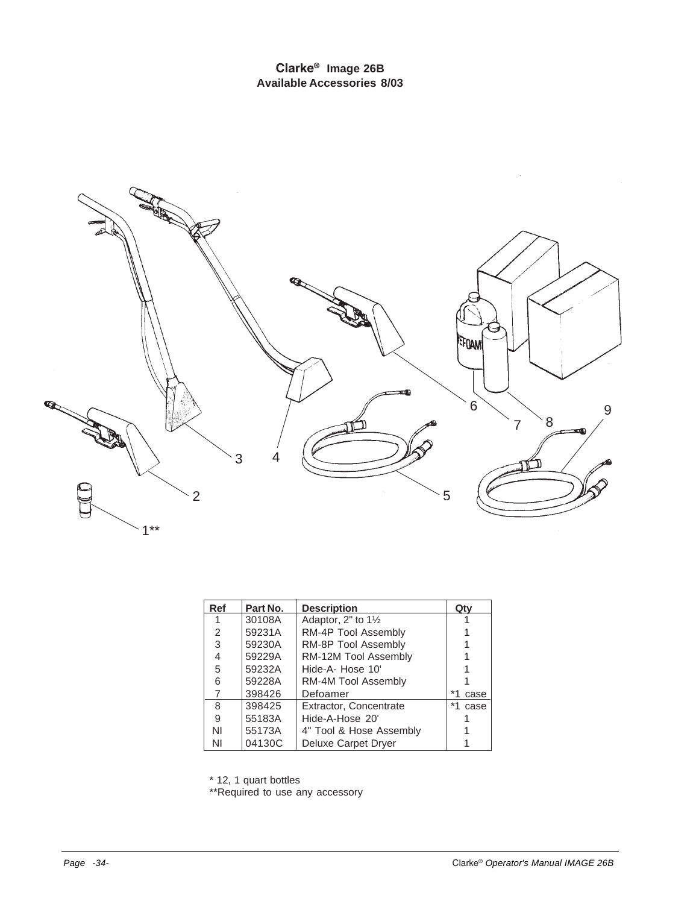**Clarke® Image 26B**
**Available Accessories 8/03**

1**

2

3

4

5

6

7

8

9

| Ref | Part No. | Description | Qty |
|---|---|---|---|
| 1 | 30108A | Adaptor, 2" to 1½ | 1 |
| 2 | 59231A | RM-4P Tool Assembly | 1 |
| 3 | 59230A | RM-8P Tool Assembly | 1 |
| 4 | 59229A | RM-12M Tool Assembly | 1 |
| 5 | 59232A | Hide-A- Hose 10' | 1 |
| 6 | 59228A | RM-4M Tool Assembly | 1 |
| 7 | 398426 | Defoamer | *1 case |
| 8 | 398425 | Extractor, Concentrate | *1 case |
| 9 | 55183A | Hide-A-Hose 20' | 1 |
| NI | 55173A | 4" Tool & Hose Assembly | 1 |
| NI | 04130C | Deluxe Carpet Dryer | 1 |

* 12, 1 quart bottles

**Required to use any accessory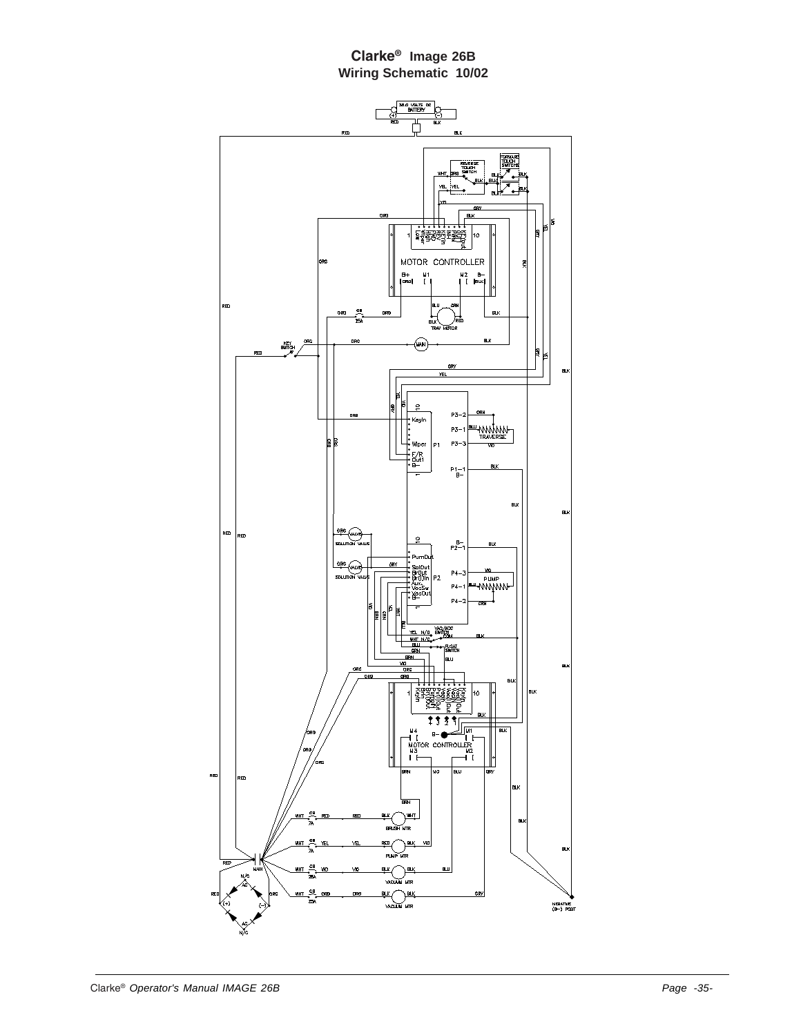# Clarke® Image 26B
## Wiring Schematic 10/02

36.0 VOLTS DC BATTERY

(+) RED

(-) BLK

REVERSE TOUCH SWITCH

FORWARD TOUCH SWITCHES

MOTOR CONTROLLER

B+ M1 M2 B-

TRAV MOTOR

KEY SWITCH

MAIN

KeyIn

Wiper

F/R Out1

B-

P1

P3-2

P3-1

P3-3

TRAVERSE

P1-1 B-

SOLUTION VALVE

PumOut

SolOut

BrOut

Br(0)In

Aux.

VacSw

VacOut

B-

P2

B- P2-1

P4-3

P4-1

P4-2

PUMP

VAC/ACC SWITCH

YEL N/O

COM

WHT N/C

FLOAT SWITCH

MOTOR CONTROLLER

M4

B-

M1

M3

M2

CB 25A

CB 7A

BRUSH MTR

CB 7A

PUMP MTR

CB 35A

VACUUM MTR

CB 25A

VACUUM MTR

MAIN

N/C

AC

(+)

(-)

AC

N/C

NEGATIVE (B-) POST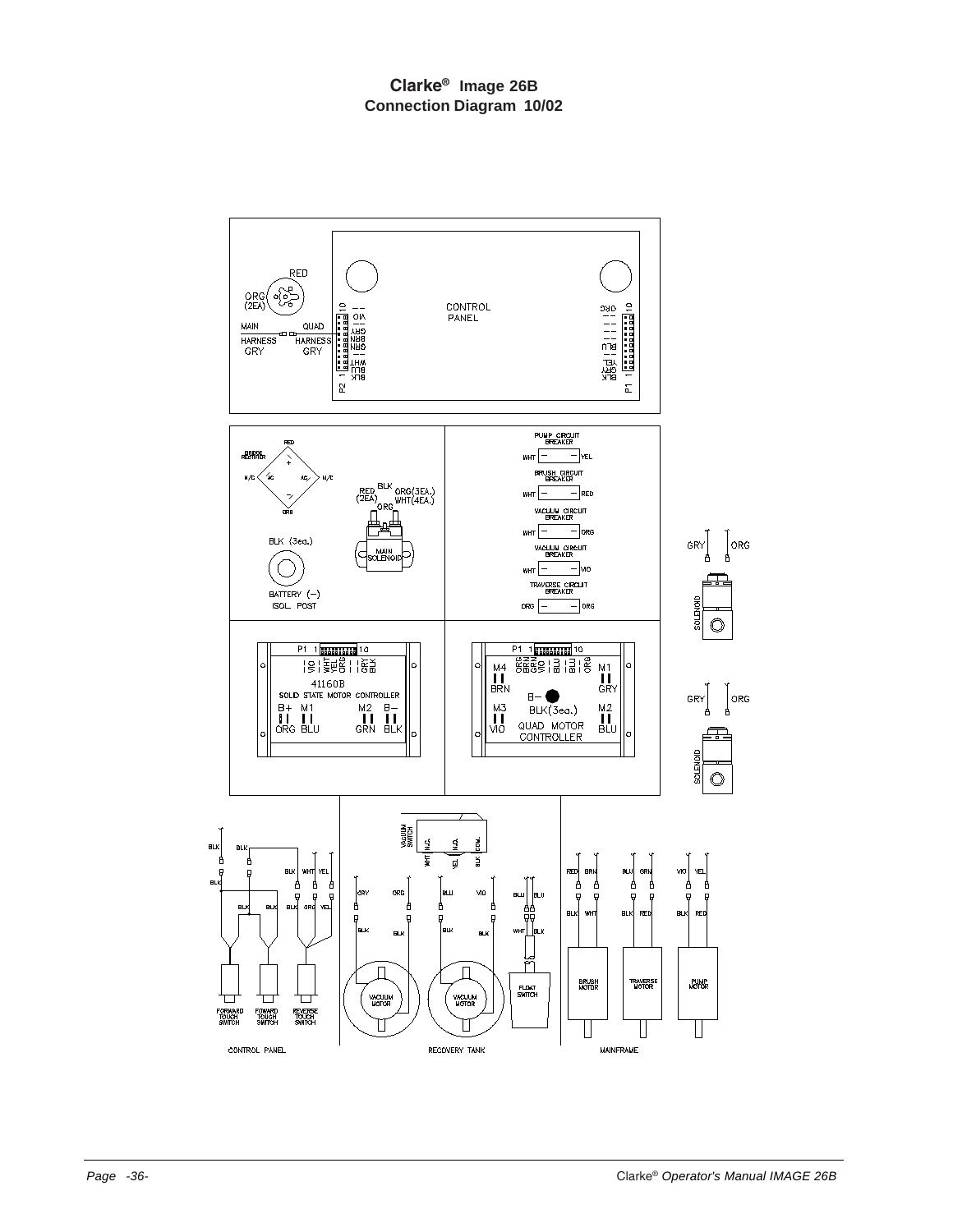# Clarke® Image 26B
## Connection Diagram 10/02

CONTROL PANEL

RED
ORG (2EA)
MAIN HARNESS GRY
QUAD HARNESS GRY

P2 1 10
BLK BLU WHT — GRN BRN GRY — VIO — —

P1 1 10
BLK GRY YEL — BLU — — — — ORG

BRIDGE RECTIFIER
RED
+
N/C AC AC N/C
−
ORG

RED (2EA)
BLK
ORG(3EA.)
WHT(4EA.)
ORG
MAIN SOLENOID

BLK (3ea.)
BATTERY (−)
ISOL. POST

PUMP CIRCUIT BREAKER
WHT YEL
BRUSH CIRCUIT BREAKER
WHT RED
VACUUM CIRCUIT BREAKER
WHT ORG
VACUUM CIRCUIT BREAKER
WHT VIO
TRAVERSE CIRCUIT BREAKER
ORG ORG

GRY ORG
SOLENOID

GRY ORG
SOLENOID

P1 1 10
— VIO — WHT YEL ORG — — GRY BLK
41160B
SOLID STATE MOTOR CONTROLLER
B+ M1 M2 B−
ORG BLU GRN BLK

P1 1 10
ORG BRN GRN VIO — BLU — BLU — ORG
M4 BRN
M1 GRY
B−
BLK(3ea.)
M3 VIO
M2 BLU
QUAD MOTOR CONTROLLER

BLK BLK BLK BLK BLK BLK WHT YEL BLK ORG YEL
FORWARD TOUCH SWITCH
FORWARD TOUCH SWITCH
REVERSE TOUCH SWITCH
CONTROL PANEL

VACUUM SWITCH
N.C. N.O. COM.
WHT YEL BLK
GRY ORG BLU VIO BLU BLU
BLK BLK BLK BLK WHT BLK
VACUUM MOTOR
VACUUM MOTOR
FLOAT SWITCH
RECOVERY TANK

RED BRN BLU GRN VIO YEL
BLK WHT BLK RED BLK RED
BRUSH MOTOR
TRAVERSE MOTOR
PUMP MOTOR
MAINFRAME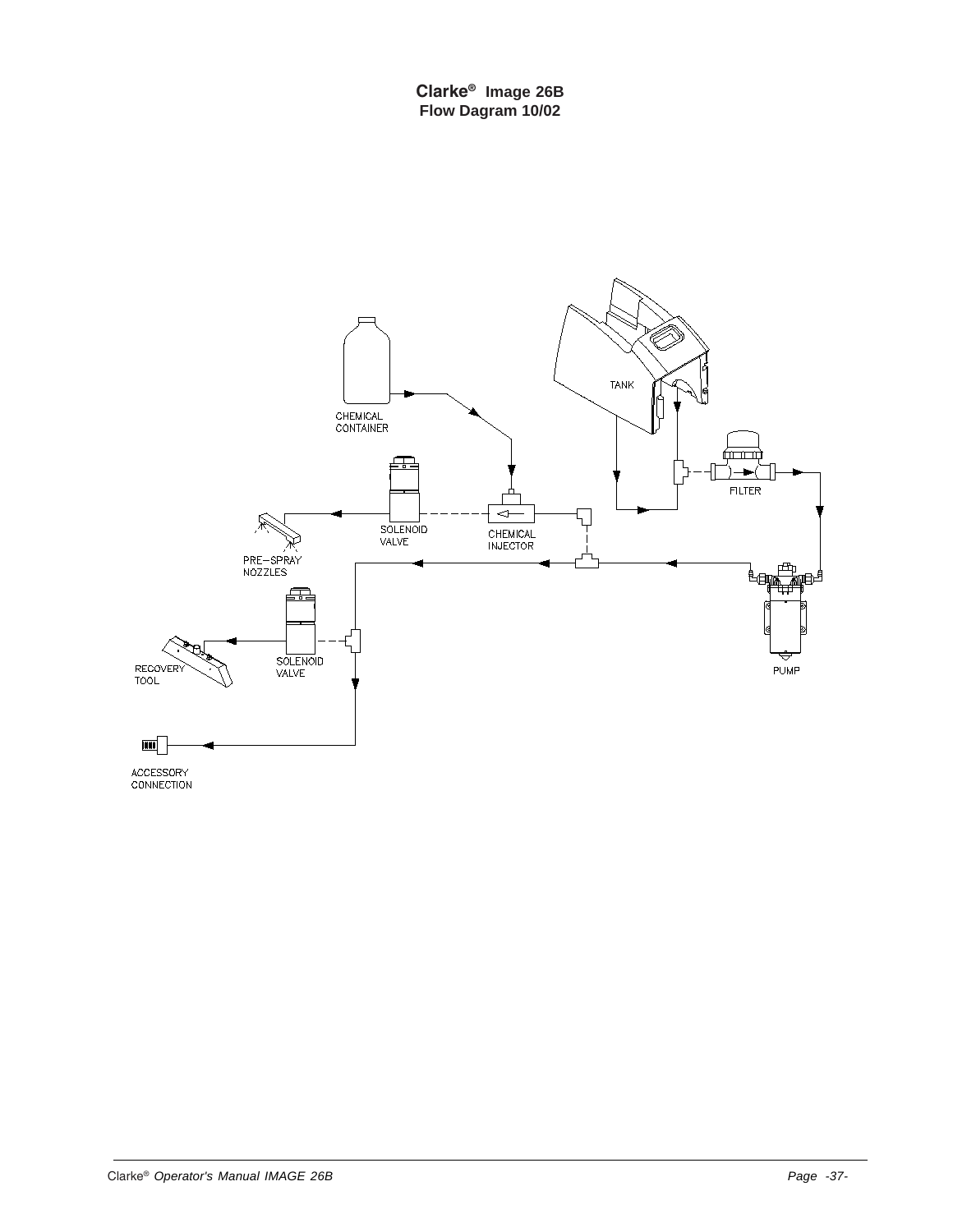**Clarke® Image 26B**
**Flow Dagram 10/02**

TANK

CHEMICAL
CONTAINER

FILTER

SOLENOID
VALVE

CHEMICAL
INJECTOR

PRE-SPRAY
NOZZLES

PUMP

RECOVERY
TOOL

SOLENOID
VALVE

ACCESSORY
CONNECTION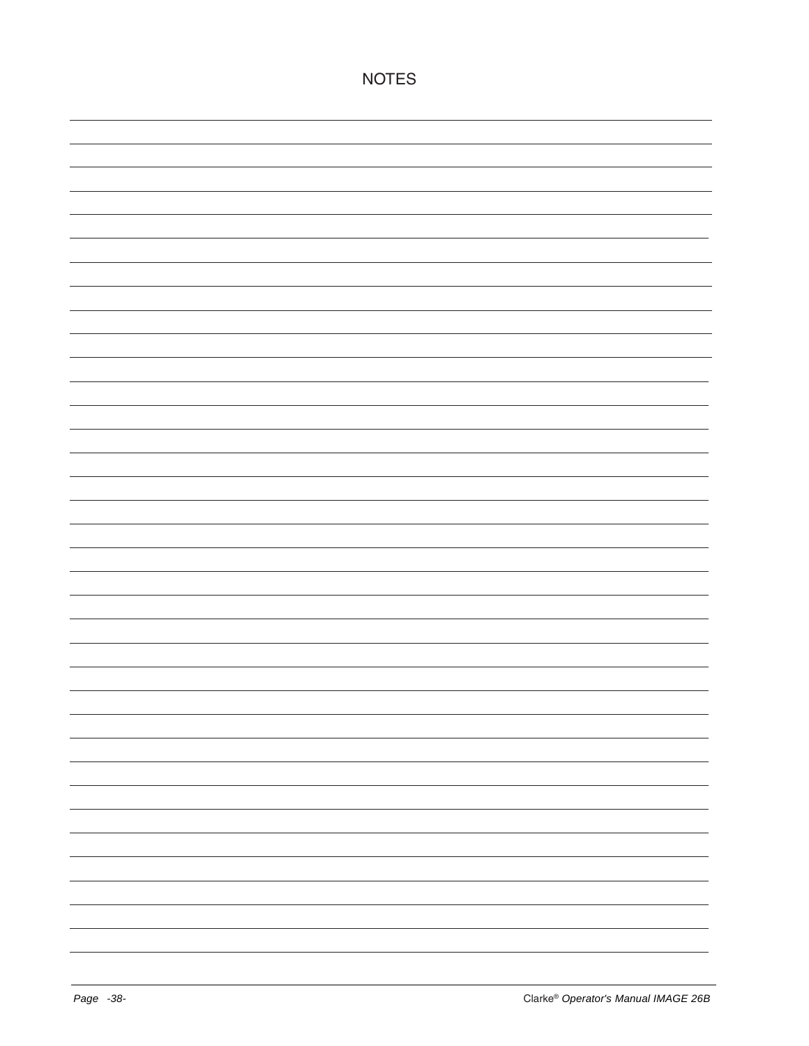# NOTES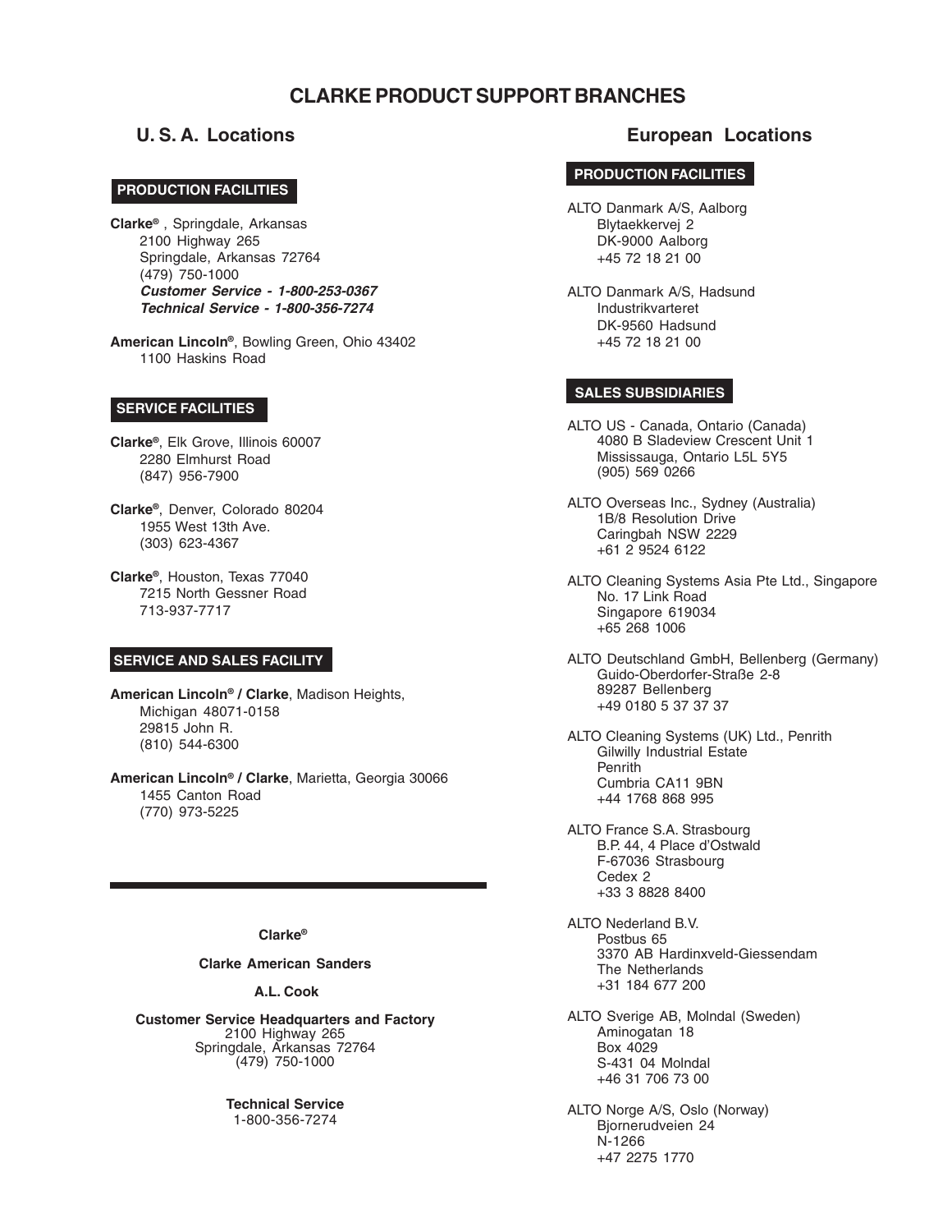# CLARKE PRODUCT SUPPORT BRANCHES

## U. S. A. Locations

### PRODUCTION FACILITIES

**Clarke®** , Springdale, Arkansas
2100 Highway 265
Springdale, Arkansas 72764
(479) 750-1000
***Customer Service - 1-800-253-0367***
***Technical Service - 1-800-356-7274***

**American Lincoln®**, Bowling Green, Ohio 43402
1100 Haskins Road

### SERVICE FACILITIES

**Clarke®**, Elk Grove, Illinois 60007
2280 Elmhurst Road
(847) 956-7900

**Clarke®**, Denver, Colorado 80204
1955 West 13th Ave.
(303) 623-4367

**Clarke®**, Houston, Texas 77040
7215 North Gessner Road
713-937-7717

### SERVICE AND SALES FACILITY

**American Lincoln® / Clarke**, Madison Heights, Michigan 48071-0158
29815 John R.
(810) 544-6300

**American Lincoln® / Clarke**, Marietta, Georgia 30066
1455 Canton Road
(770) 973-5225

---

**Clarke®**

**Clarke American Sanders**

**A.L. Cook**

**Customer Service Headquarters and Factory**
2100 Highway 265
Springdale, Arkansas 72764
(479) 750-1000

**Technical Service**
1-800-356-7274

## European Locations

### PRODUCTION FACILITIES

ALTO Danmark A/S, Aalborg
Blytaekkervej 2
DK-9000 Aalborg
+45 72 18 21 00

ALTO Danmark A/S, Hadsund
Industrikvarteret
DK-9560 Hadsund
+45 72 18 21 00

### SALES SUBSIDIARIES

ALTO US - Canada, Ontario (Canada)
4080 B Sladeview Crescent Unit 1
Mississauga, Ontario L5L 5Y5
(905) 569 0266

ALTO Overseas Inc., Sydney (Australia)
1B/8 Resolution Drive
Caringbah NSW 2229
+61 2 9524 6122

ALTO Cleaning Systems Asia Pte Ltd., Singapore
No. 17 Link Road
Singapore 619034
+65 268 1006

ALTO Deutschland GmbH, Bellenberg (Germany)
Guido-Oberdorfer-Straße 2-8
89287 Bellenberg
+49 0180 5 37 37 37

ALTO Cleaning Systems (UK) Ltd., Penrith
Gilwilly Industrial Estate
Penrith
Cumbria CA11 9BN
+44 1768 868 995

ALTO France S.A. Strasbourg
B.P. 44, 4 Place d'Ostwald
F-67036 Strasbourg
Cedex 2
+33 3 8828 8400

ALTO Nederland B.V.
Postbus 65
3370 AB Hardinxveld-Giessendam
The Netherlands
+31 184 677 200

ALTO Sverige AB, Molndal (Sweden)
Aminogatan 18
Box 4029
S-431 04 Molndal
+46 31 706 73 00

ALTO Norge A/S, Oslo (Norway)
Bjornerudveien 24
N-1266
+47 2275 1770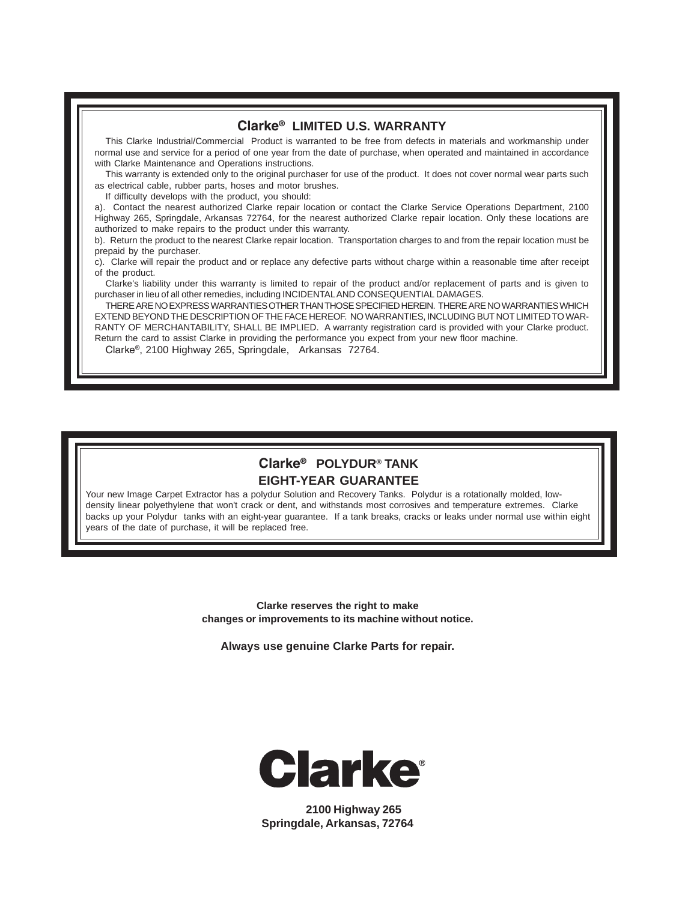## Clarke® LIMITED U.S. WARRANTY

This Clarke Industrial/Commercial Product is warranted to be free from defects in materials and workmanship under normal use and service for a period of one year from the date of purchase, when operated and maintained in accordance with Clarke Maintenance and Operations instructions.

This warranty is extended only to the original purchaser for use of the product. It does not cover normal wear parts such as electrical cable, rubber parts, hoses and motor brushes.

If difficulty develops with the product, you should:

a). Contact the nearest authorized Clarke repair location or contact the Clarke Service Operations Department, 2100 Highway 265, Springdale, Arkansas 72764, for the nearest authorized Clarke repair location. Only these locations are authorized to make repairs to the product under this warranty.

b). Return the product to the nearest Clarke repair location. Transportation charges to and from the repair location must be prepaid by the purchaser.

c). Clarke will repair the product and or replace any defective parts without charge within a reasonable time after receipt of the product.

Clarke's liability under this warranty is limited to repair of the product and/or replacement of parts and is given to purchaser in lieu of all other remedies, including INCIDENTAL AND CONSEQUENTIAL DAMAGES.

THERE ARE NO EXPRESS WARRANTIES OTHER THAN THOSE SPECIFIED HEREIN. THERE ARE NO WARRANTIES WHICH EXTEND BEYOND THE DESCRIPTION OF THE FACE HEREOF. NO WARRANTIES, INCLUDING BUT NOT LIMITED TO WARRANTY OF MERCHANTABILITY, SHALL BE IMPLIED. A warranty registration card is provided with your Clarke product. Return the card to assist Clarke in providing the performance you expect from your new floor machine.

Clarke®, 2100 Highway 265, Springdale, Arkansas 72764.

## Clarke® POLYDUR® TANK EIGHT-YEAR GUARANTEE

Your new Image Carpet Extractor has a polydur Solution and Recovery Tanks. Polydur is a rotationally molded, low-density linear polyethylene that won't crack or dent, and withstands most corrosives and temperature extremes. Clarke backs up your Polydur tanks with an eight-year guarantee. If a tank breaks, cracks or leaks under normal use within eight years of the date of purchase, it will be replaced free.

**Clarke reserves the right to make changes or improvements to its machine without notice.**

**Always use genuine Clarke Parts for repair.**

**Clarke®**

**2100 Highway 265**
**Springdale, Arkansas, 72764**